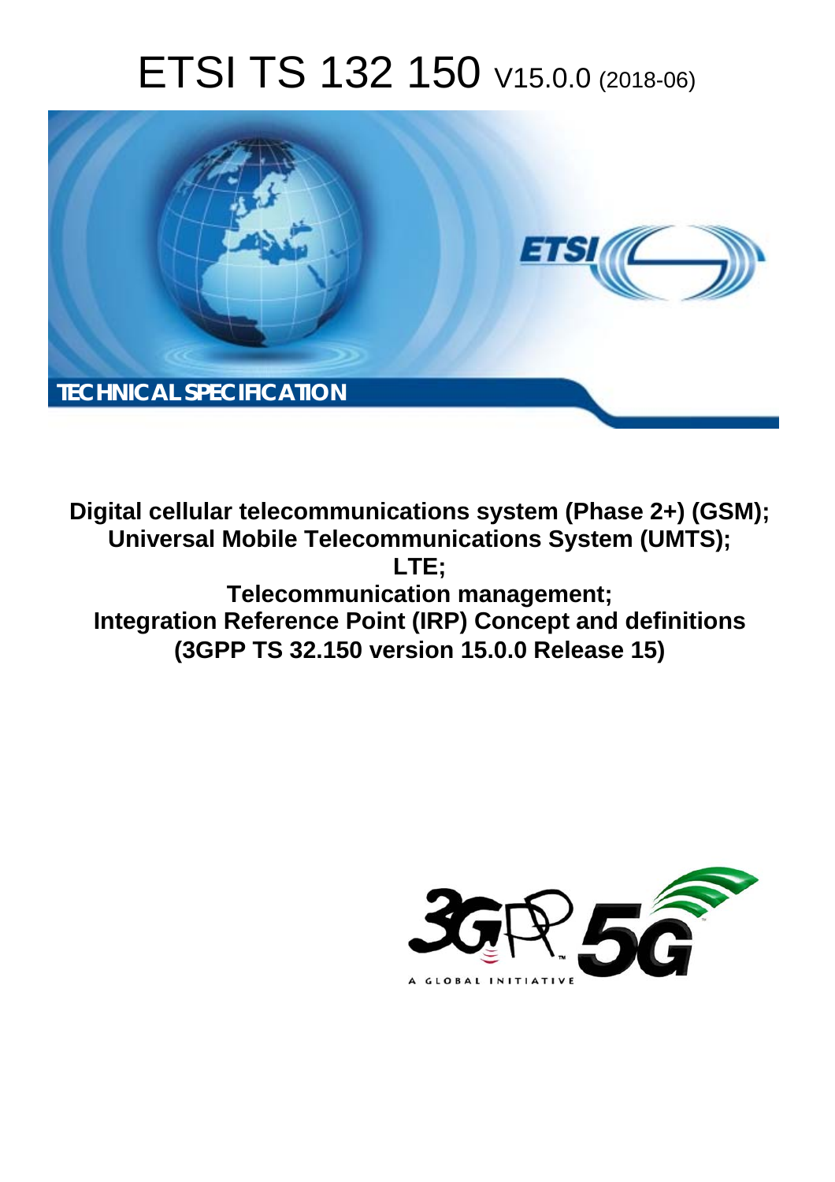# ETSI TS 132 150 V15.0.0 (2018-06)

TECHNICAL SPECIFICATION

**Digital cellular telecommunications system (Phase 2+) (GSM);
Universal Mobile Telecommunications System (UMTS);
LTE;
Telecommunication management;
Integration Reference Point (IRP) Concept and definitions
(3GPP TS 32.150 version 15.0.0 Release 15)**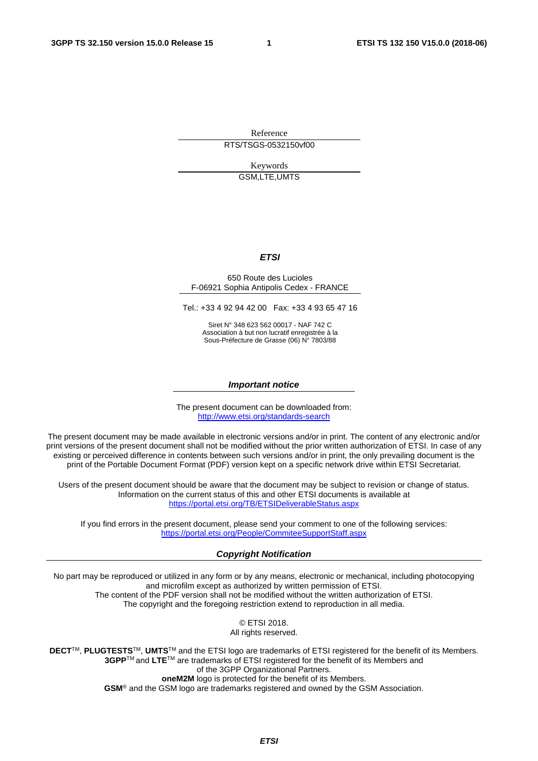Reference

RTS/TSGS-0532150vf00

Keywords

GSM,LTE,UMTS

***ETSI***

650 Route des Lucioles
F-06921 Sophia Antipolis Cedex - FRANCE

Tel.: +33 4 92 94 42 00   Fax: +33 4 93 65 47 16

Siret N° 348 623 562 00017 - NAF 742 C
Association à but non lucratif enregistrée à la
Sous-Préfecture de Grasse (06) N° 7803/88

***Important notice***

The present document can be downloaded from:
http://www.etsi.org/standards-search

The present document may be made available in electronic versions and/or in print. The content of any electronic and/or print versions of the present document shall not be modified without the prior written authorization of ETSI. In case of any existing or perceived difference in contents between such versions and/or in print, the only prevailing document is the print of the Portable Document Format (PDF) version kept on a specific network drive within ETSI Secretariat.

Users of the present document should be aware that the document may be subject to revision or change of status. Information on the current status of this and other ETSI documents is available at
https://portal.etsi.org/TB/ETSIDeliverableStatus.aspx

If you find errors in the present document, please send your comment to one of the following services:
https://portal.etsi.org/People/CommiteeSupportStaff.aspx

***Copyright Notification***

No part may be reproduced or utilized in any form or by any means, electronic or mechanical, including photocopying and microfilm except as authorized by written permission of ETSI.
The content of the PDF version shall not be modified without the written authorization of ETSI.
The copyright and the foregoing restriction extend to reproduction in all media.

© ETSI 2018.
All rights reserved.

**DECT**™, **PLUGTESTS**™, **UMTS**™ and the ETSI logo are trademarks of ETSI registered for the benefit of its Members.
**3GPP**™ and **LTE**™ are trademarks of ETSI registered for the benefit of its Members and of the 3GPP Organizational Partners.
**oneM2M** logo is protected for the benefit of its Members.
**GSM**® and the GSM logo are trademarks registered and owned by the GSM Association.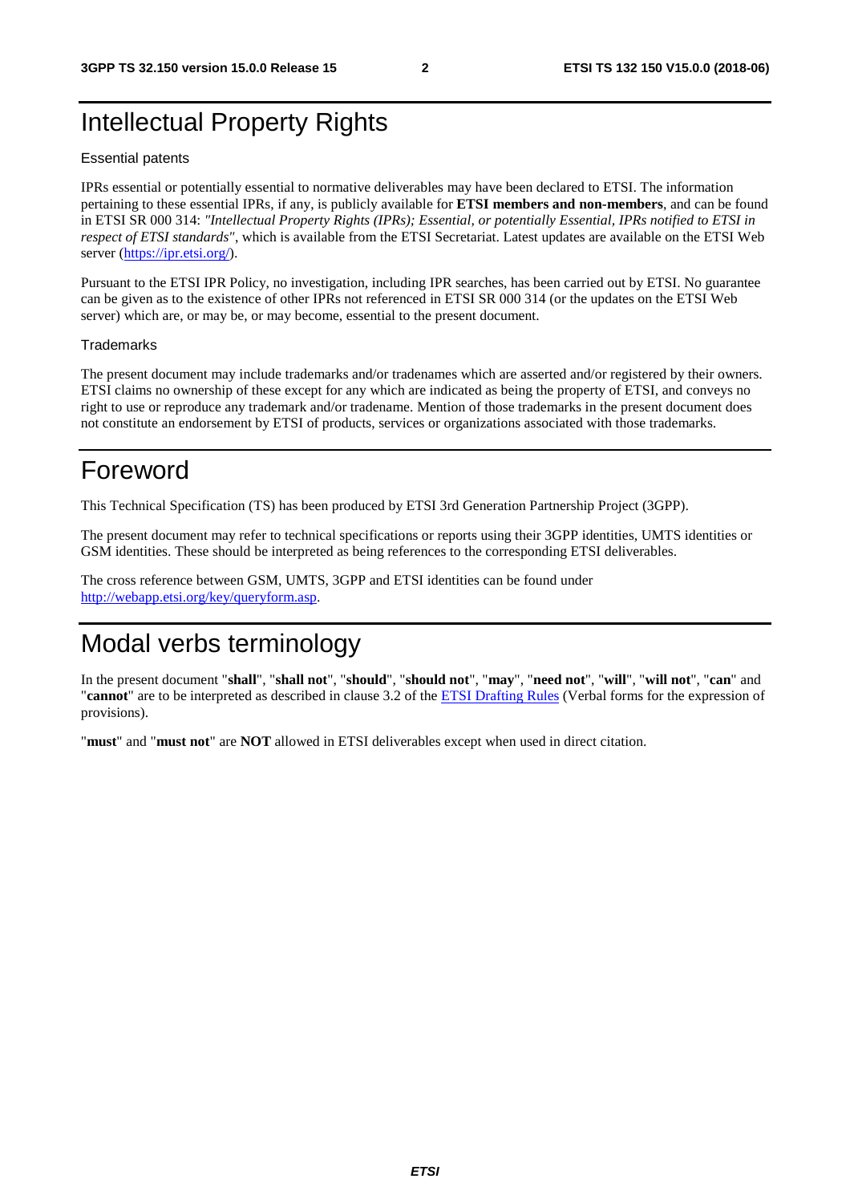# Intellectual Property Rights

Essential patents

IPRs essential or potentially essential to normative deliverables may have been declared to ETSI. The information pertaining to these essential IPRs, if any, is publicly available for **ETSI members and non-members**, and can be found in ETSI SR 000 314: *"Intellectual Property Rights (IPRs); Essential, or potentially Essential, IPRs notified to ETSI in respect of ETSI standards"*, which is available from the ETSI Secretariat. Latest updates are available on the ETSI Web server (https://ipr.etsi.org/).

Pursuant to the ETSI IPR Policy, no investigation, including IPR searches, has been carried out by ETSI. No guarantee can be given as to the existence of other IPRs not referenced in ETSI SR 000 314 (or the updates on the ETSI Web server) which are, or may be, or may become, essential to the present document.

Trademarks

The present document may include trademarks and/or tradenames which are asserted and/or registered by their owners. ETSI claims no ownership of these except for any which are indicated as being the property of ETSI, and conveys no right to use or reproduce any trademark and/or tradename. Mention of those trademarks in the present document does not constitute an endorsement by ETSI of products, services or organizations associated with those trademarks.

# Foreword

This Technical Specification (TS) has been produced by ETSI 3rd Generation Partnership Project (3GPP).

The present document may refer to technical specifications or reports using their 3GPP identities, UMTS identities or GSM identities. These should be interpreted as being references to the corresponding ETSI deliverables.

The cross reference between GSM, UMTS, 3GPP and ETSI identities can be found under http://webapp.etsi.org/key/queryform.asp.

# Modal verbs terminology

In the present document "**shall**", "**shall not**", "**should**", "**should not**", "**may**", "**need not**", "**will**", "**will not**", "**can**" and "**cannot**" are to be interpreted as described in clause 3.2 of the ETSI Drafting Rules (Verbal forms for the expression of provisions).

"**must**" and "**must not**" are **NOT** allowed in ETSI deliverables except when used in direct citation.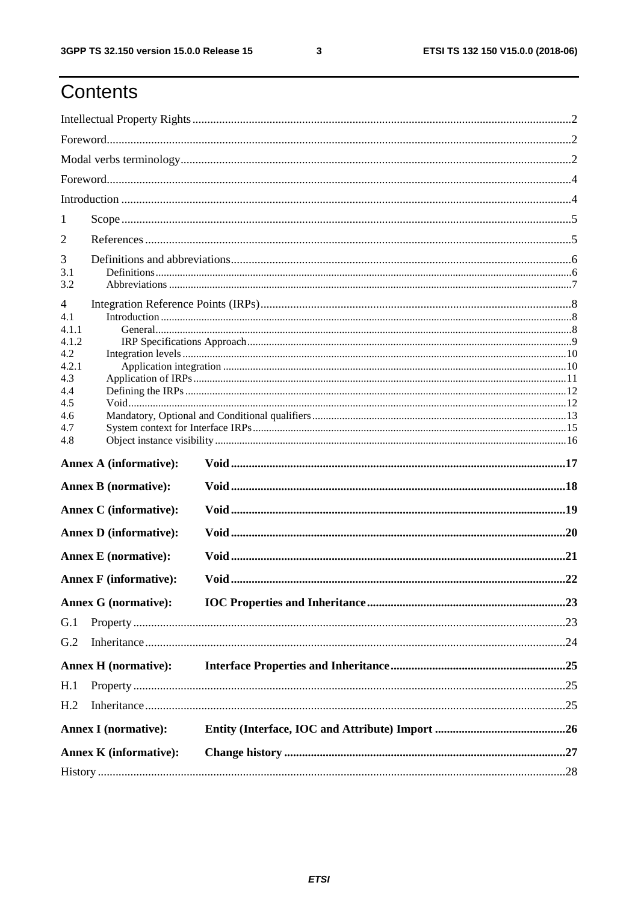# Contents

Intellectual Property Rights ..... 2
Foreword ..... 2
Modal verbs terminology ..... 2
Foreword ..... 4
Introduction ..... 4
1 Scope ..... 5
2 References ..... 5
3 Definitions and abbreviations ..... 6
3.1 Definitions ..... 6
3.2 Abbreviations ..... 7
4 Integration Reference Points (IRPs) ..... 8
4.1 Introduction ..... 8
4.1.1 General ..... 8
4.1.2 IRP Specifications Approach ..... 9
4.2 Integration levels ..... 10
4.2.1 Application integration ..... 10
4.3 Application of IRPs ..... 11
4.4 Defining the IRPs ..... 12
4.5 Void ..... 12
4.6 Mandatory, Optional and Conditional qualifiers ..... 13
4.7 System context for Interface IRPs ..... 15
4.8 Object instance visibility ..... 16
**Annex A (informative): Void ..... 17**
**Annex B (normative): Void ..... 18**
**Annex C (informative): Void ..... 19**
**Annex D (informative): Void ..... 20**
**Annex E (normative): Void ..... 21**
**Annex F (informative): Void ..... 22**
**Annex G (normative): IOC Properties and Inheritance ..... 23**
G.1 Property ..... 23
G.2 Inheritance ..... 24
**Annex H (normative): Interface Properties and Inheritance ..... 25**
H.1 Property ..... 25
H.2 Inheritance ..... 25
**Annex I (normative): Entity (Interface, IOC and Attribute) Import ..... 26**
**Annex K (informative): Change history ..... 27**
History ..... 28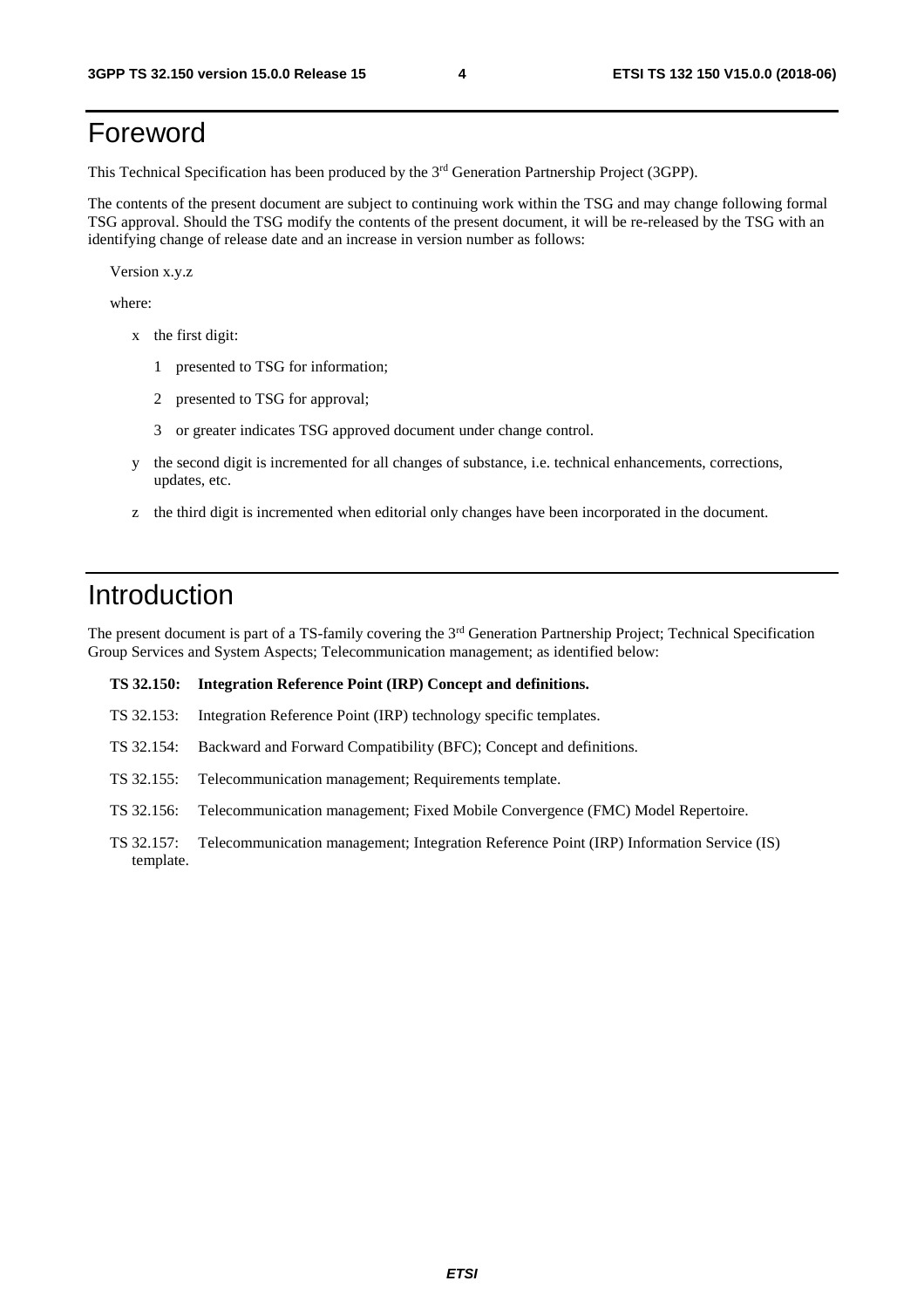# Foreword

This Technical Specification has been produced by the 3[rd] Generation Partnership Project (3GPP).

The contents of the present document are subject to continuing work within the TSG and may change following formal TSG approval. Should the TSG modify the contents of the present document, it will be re-released by the TSG with an identifying change of release date and an increase in version number as follows:

Version x.y.z

where:

- x the first digit:
  - 1 presented to TSG for information;
  - 2 presented to TSG for approval;
  - 3 or greater indicates TSG approved document under change control.
- y the second digit is incremented for all changes of substance, i.e. technical enhancements, corrections, updates, etc.
- z the third digit is incremented when editorial only changes have been incorporated in the document.

# Introduction

The present document is part of a TS-family covering the 3[rd] Generation Partnership Project; Technical Specification Group Services and System Aspects; Telecommunication management; as identified below:

**TS 32.150: Integration Reference Point (IRP) Concept and definitions.**

TS 32.153: Integration Reference Point (IRP) technology specific templates.

TS 32.154: Backward and Forward Compatibility (BFC); Concept and definitions.

TS 32.155: Telecommunication management; Requirements template.

TS 32.156: Telecommunication management; Fixed Mobile Convergence (FMC) Model Repertoire.

TS 32.157: Telecommunication management; Integration Reference Point (IRP) Information Service (IS) template.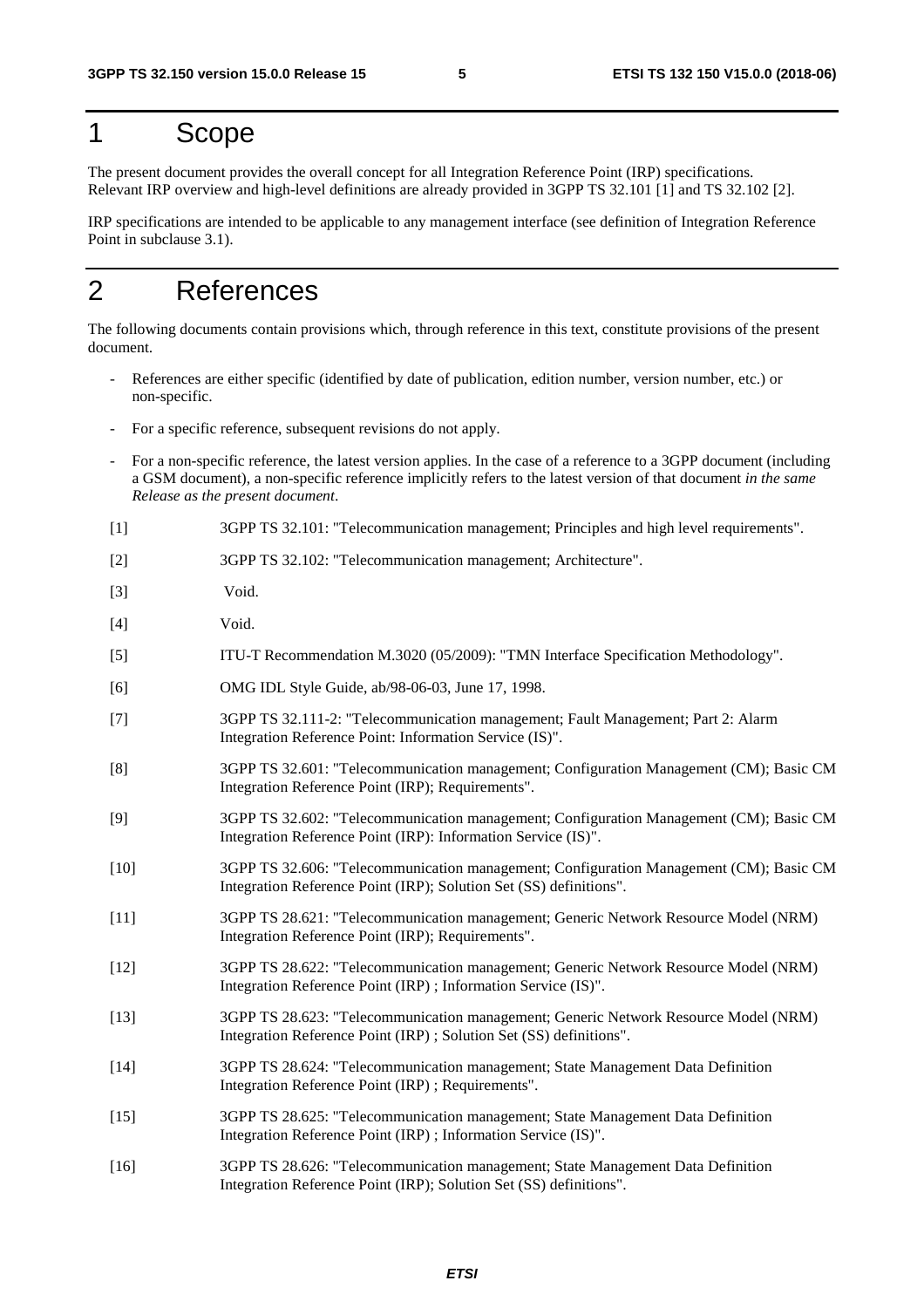# 1 Scope

The present document provides the overall concept for all Integration Reference Point (IRP) specifications. Relevant IRP overview and high-level definitions are already provided in 3GPP TS 32.101 [1] and TS 32.102 [2].

IRP specifications are intended to be applicable to any management interface (see definition of Integration Reference Point in subclause 3.1).

# 2 References

The following documents contain provisions which, through reference in this text, constitute provisions of the present document.

- References are either specific (identified by date of publication, edition number, version number, etc.) or non-specific.
- For a specific reference, subsequent revisions do not apply.
- For a non-specific reference, the latest version applies. In the case of a reference to a 3GPP document (including a GSM document), a non-specific reference implicitly refers to the latest version of that document *in the same Release as the present document*.

[1] 3GPP TS 32.101: "Telecommunication management; Principles and high level requirements".

[2] 3GPP TS 32.102: "Telecommunication management; Architecture".

[3] Void.

[4] Void.

[5] ITU-T Recommendation M.3020 (05/2009): "TMN Interface Specification Methodology".

[6] OMG IDL Style Guide, ab/98-06-03, June 17, 1998.

[7] 3GPP TS 32.111-2: "Telecommunication management; Fault Management; Part 2: Alarm Integration Reference Point: Information Service (IS)".

[8] 3GPP TS 32.601: "Telecommunication management; Configuration Management (CM); Basic CM Integration Reference Point (IRP); Requirements".

[9] 3GPP TS 32.602: "Telecommunication management; Configuration Management (CM); Basic CM Integration Reference Point (IRP): Information Service (IS)".

[10] 3GPP TS 32.606: "Telecommunication management; Configuration Management (CM); Basic CM Integration Reference Point (IRP); Solution Set (SS) definitions".

[11] 3GPP TS 28.621: "Telecommunication management; Generic Network Resource Model (NRM) Integration Reference Point (IRP); Requirements".

[12] 3GPP TS 28.622: "Telecommunication management; Generic Network Resource Model (NRM) Integration Reference Point (IRP) ; Information Service (IS)".

[13] 3GPP TS 28.623: "Telecommunication management; Generic Network Resource Model (NRM) Integration Reference Point (IRP) ; Solution Set (SS) definitions".

[14] 3GPP TS 28.624: "Telecommunication management; State Management Data Definition Integration Reference Point (IRP) ; Requirements".

[15] 3GPP TS 28.625: "Telecommunication management; State Management Data Definition Integration Reference Point (IRP) ; Information Service (IS)".

[16] 3GPP TS 28.626: "Telecommunication management; State Management Data Definition Integration Reference Point (IRP); Solution Set (SS) definitions".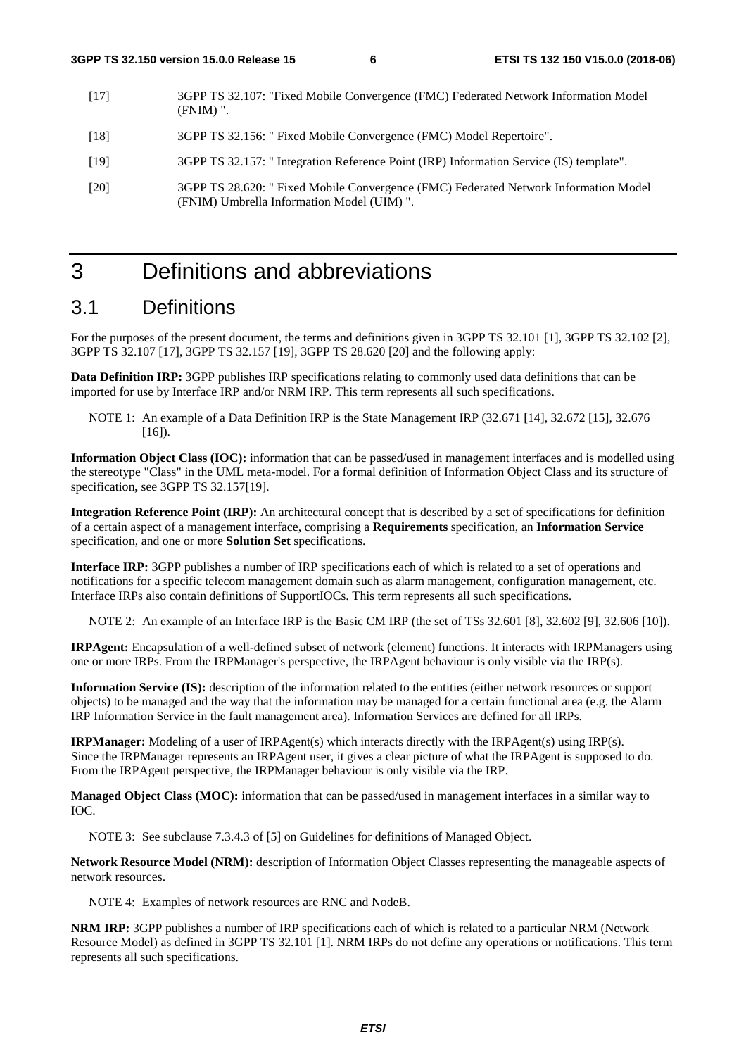[17] 3GPP TS 32.107: "Fixed Mobile Convergence (FMC) Federated Network Information Model (FNIM) ".

[18] 3GPP TS 32.156: " Fixed Mobile Convergence (FMC) Model Repertoire".

[19] 3GPP TS 32.157: " Integration Reference Point (IRP) Information Service (IS) template".

[20] 3GPP TS 28.620: " Fixed Mobile Convergence (FMC) Federated Network Information Model (FNIM) Umbrella Information Model (UIM) ".

# 3 Definitions and abbreviations

## 3.1 Definitions

For the purposes of the present document, the terms and definitions given in 3GPP TS 32.101 [1], 3GPP TS 32.102 [2], 3GPP TS 32.107 [17], 3GPP TS 32.157 [19], 3GPP TS 28.620 [20] and the following apply:

**Data Definition IRP:** 3GPP publishes IRP specifications relating to commonly used data definitions that can be imported for use by Interface IRP and/or NRM IRP. This term represents all such specifications.

NOTE 1: An example of a Data Definition IRP is the State Management IRP (32.671 [14], 32.672 [15], 32.676 [16]).

**Information Object Class (IOC):** information that can be passed/used in management interfaces and is modelled using the stereotype "Class" in the UML meta-model. For a formal definition of Information Object Class and its structure of specification**,** see 3GPP TS 32.157[19].

**Integration Reference Point (IRP):** An architectural concept that is described by a set of specifications for definition of a certain aspect of a management interface, comprising a **Requirements** specification, an **Information Service** specification, and one or more **Solution Set** specifications.

**Interface IRP:** 3GPP publishes a number of IRP specifications each of which is related to a set of operations and notifications for a specific telecom management domain such as alarm management, configuration management, etc. Interface IRPs also contain definitions of SupportIOCs. This term represents all such specifications.

NOTE 2: An example of an Interface IRP is the Basic CM IRP (the set of TSs 32.601 [8], 32.602 [9], 32.606 [10]).

**IRPAgent:** Encapsulation of a well-defined subset of network (element) functions. It interacts with IRPManagers using one or more IRPs. From the IRPManager's perspective, the IRPAgent behaviour is only visible via the IRP(s).

**Information Service (IS):** description of the information related to the entities (either network resources or support objects) to be managed and the way that the information may be managed for a certain functional area (e.g. the Alarm IRP Information Service in the fault management area). Information Services are defined for all IRPs.

**IRPManager:** Modeling of a user of IRPAgent(s) which interacts directly with the IRPAgent(s) using IRP(s). Since the IRPManager represents an IRPAgent user, it gives a clear picture of what the IRPAgent is supposed to do. From the IRPAgent perspective, the IRPManager behaviour is only visible via the IRP.

**Managed Object Class (MOC):** information that can be passed/used in management interfaces in a similar way to IOC.

NOTE 3: See subclause 7.3.4.3 of [5] on Guidelines for definitions of Managed Object.

**Network Resource Model (NRM):** description of Information Object Classes representing the manageable aspects of network resources.

NOTE 4: Examples of network resources are RNC and NodeB.

**NRM IRP:** 3GPP publishes a number of IRP specifications each of which is related to a particular NRM (Network Resource Model) as defined in 3GPP TS 32.101 [1]. NRM IRPs do not define any operations or notifications. This term represents all such specifications.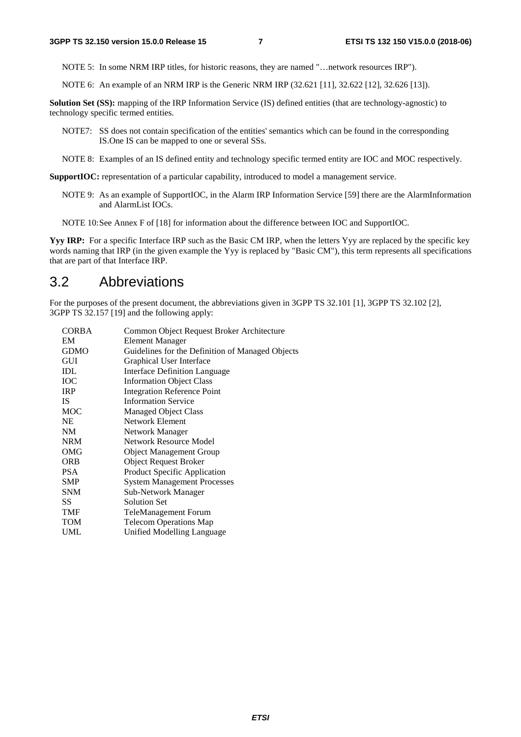NOTE 5: In some NRM IRP titles, for historic reasons, they are named "…network resources IRP").

NOTE 6: An example of an NRM IRP is the Generic NRM IRP (32.621 [11], 32.622 [12], 32.626 [13]).

**Solution Set (SS):** mapping of the IRP Information Service (IS) defined entities (that are technology-agnostic) to technology specific termed entities.

NOTE7: SS does not contain specification of the entities' semantics which can be found in the corresponding IS.One IS can be mapped to one or several SSs.

NOTE 8: Examples of an IS defined entity and technology specific termed entity are IOC and MOC respectively.

**SupportIOC:** representation of a particular capability, introduced to model a management service.

NOTE 9: As an example of SupportIOC, in the Alarm IRP Information Service [59] there are the AlarmInformation and AlarmList IOCs.

NOTE 10: See Annex F of [18] for information about the difference between IOC and SupportIOC.

**Yyy IRP:** For a specific Interface IRP such as the Basic CM IRP, when the letters Yyy are replaced by the specific key words naming that IRP (in the given example the Yyy is replaced by "Basic CM"), this term represents all specifications that are part of that Interface IRP.

## 3.2 Abbreviations

For the purposes of the present document, the abbreviations given in 3GPP TS 32.101 [1], 3GPP TS 32.102 [2], 3GPP TS 32.157 [19] and the following apply:

| | |
|---|---|
| CORBA | Common Object Request Broker Architecture |
| EM | Element Manager |
| GDMO | Guidelines for the Definition of Managed Objects |
| GUI | Graphical User Interface |
| IDL | Interface Definition Language |
| IOC | Information Object Class |
| IRP | Integration Reference Point |
| IS | Information Service |
| MOC | Managed Object Class |
| NE | Network Element |
| NM | Network Manager |
| NRM | Network Resource Model |
| OMG | Object Management Group |
| ORB | Object Request Broker |
| PSA | Product Specific Application |
| SMP | System Management Processes |
| SNM | Sub-Network Manager |
| SS | Solution Set |
| TMF | TeleManagement Forum |
| TOM | Telecom Operations Map |
| UML | Unified Modelling Language |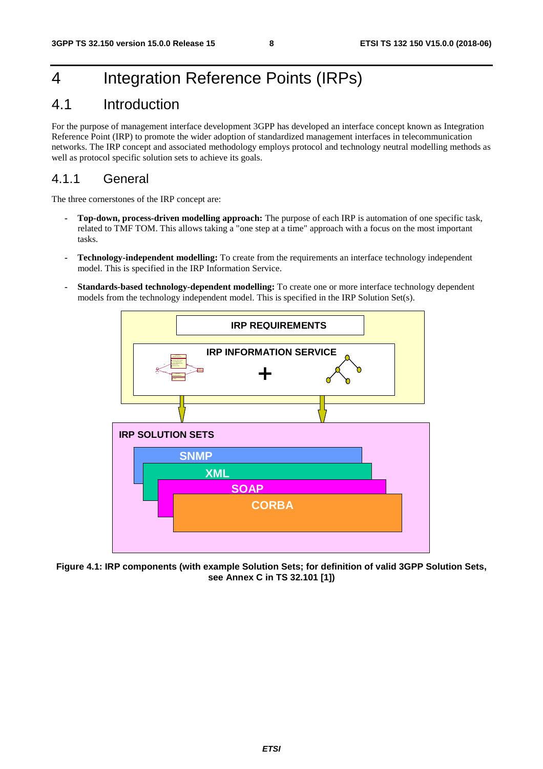# 4 Integration Reference Points (IRPs)

## 4.1 Introduction

For the purpose of management interface development 3GPP has developed an interface concept known as Integration Reference Point (IRP) to promote the wider adoption of standardized management interfaces in telecommunication networks. The IRP concept and associated methodology employs protocol and technology neutral modelling methods as well as protocol specific solution sets to achieve its goals.

### 4.1.1 General

The three cornerstones of the IRP concept are:

- **Top-down, process-driven modelling approach:** The purpose of each IRP is automation of one specific task, related to TMF TOM. This allows taking a "one step at a time" approach with a focus on the most important tasks.
- **Technology-independent modelling:** To create from the requirements an interface technology independent model. This is specified in the IRP Information Service.
- **Standards-based technology-dependent modelling:** To create one or more interface technology dependent models from the technology independent model. This is specified in the IRP Solution Set(s).

IRP REQUIREMENTS

IRP INFORMATION SERVICE

+

IRP SOLUTION SETS

SNMP

XML

SOAP

CORBA

**Figure 4.1: IRP components (with example Solution Sets; for definition of valid 3GPP Solution Sets, see Annex C in TS 32.101 [1])**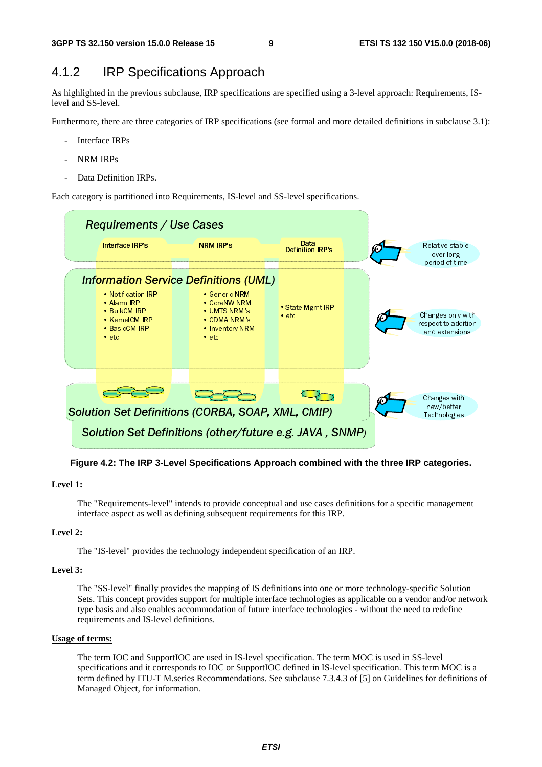## 4.1.2 IRP Specifications Approach

As highlighted in the previous subclause, IRP specifications are specified using a 3-level approach: Requirements, IS-level and SS-level.

Furthermore, there are three categories of IRP specifications (see formal and more detailed definitions in subclause 3.1):

- Interface IRPs
- NRM IRPs
- Data Definition IRPs.

Each category is partitioned into Requirements, IS-level and SS-level specifications.

**Figure 4.2: The IRP 3-Level Specifications Approach combined with the three IRP categories.**

**Level 1:**

The "Requirements-level" intends to provide conceptual and use cases definitions for a specific management interface aspect as well as defining subsequent requirements for this IRP.

**Level 2:**

The "IS-level" provides the technology independent specification of an IRP.

**Level 3:**

The "SS-level" finally provides the mapping of IS definitions into one or more technology-specific Solution Sets. This concept provides support for multiple interface technologies as applicable on a vendor and/or network type basis and also enables accommodation of future interface technologies - without the need to redefine requirements and IS-level definitions.

**Usage of terms:**

The term IOC and SupportIOC are used in IS-level specification. The term MOC is used in SS-level specifications and it corresponds to IOC or SupportIOC defined in IS-level specification. This term MOC is a term defined by ITU-T M.series Recommendations. See subclause 7.3.4.3 of [5] on Guidelines for definitions of Managed Object, for information.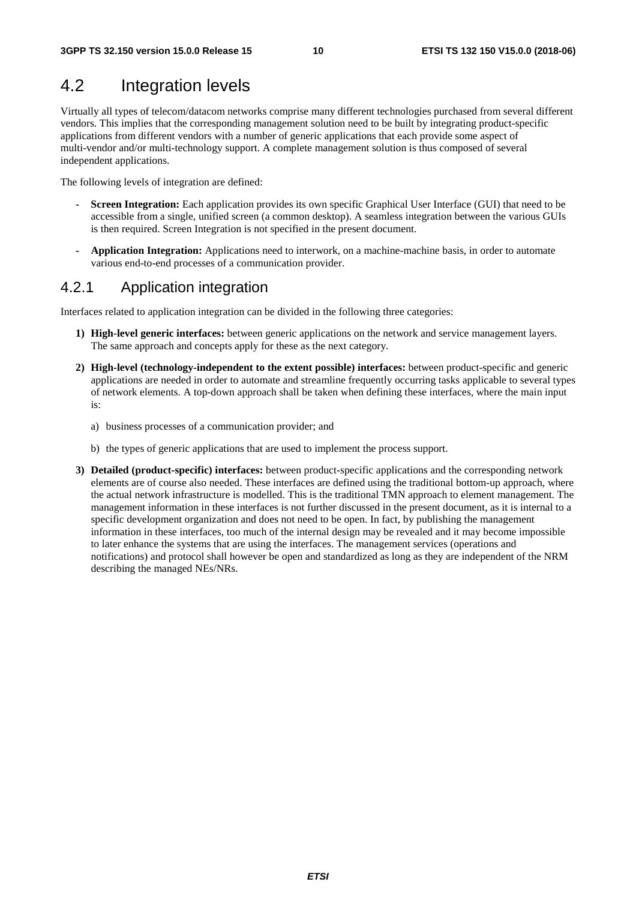## 4.2 Integration levels

Virtually all types of telecom/datacom networks comprise many different technologies purchased from several different vendors. This implies that the corresponding management solution need to be built by integrating product-specific applications from different vendors with a number of generic applications that each provide some aspect of multi-vendor and/or multi-technology support. A complete management solution is thus composed of several independent applications.

The following levels of integration are defined:

- **Screen Integration:** Each application provides its own specific Graphical User Interface (GUI) that need to be accessible from a single, unified screen (a common desktop). A seamless integration between the various GUIs is then required. Screen Integration is not specified in the present document.
- **Application Integration:** Applications need to interwork, on a machine-machine basis, in order to automate various end-to-end processes of a communication provider.

### 4.2.1 Application integration

Interfaces related to application integration can be divided in the following three categories:

1) **High-level generic interfaces:** between generic applications on the network and service management layers. The same approach and concepts apply for these as the next category.
2) **High-level (technology-independent to the extent possible) interfaces:** between product-specific and generic applications are needed in order to automate and streamline frequently occurring tasks applicable to several types of network elements. A top-down approach shall be taken when defining these interfaces, where the main input is:
   a) business processes of a communication provider; and
   b) the types of generic applications that are used to implement the process support.
3) **Detailed (product-specific) interfaces:** between product-specific applications and the corresponding network elements are of course also needed. These interfaces are defined using the traditional bottom-up approach, where the actual network infrastructure is modelled. This is the traditional TMN approach to element management. The management information in these interfaces is not further discussed in the present document, as it is internal to a specific development organization and does not need to be open. In fact, by publishing the management information in these interfaces, too much of the internal design may be revealed and it may become impossible to later enhance the systems that are using the interfaces. The management services (operations and notifications) and protocol shall however be open and standardized as long as they are independent of the NRM describing the managed NEs/NRs.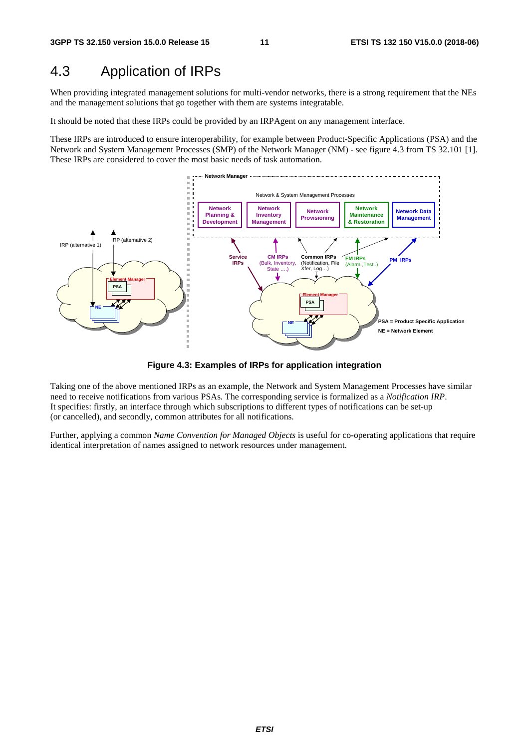## 4.3 Application of IRPs

When providing integrated management solutions for multi-vendor networks, there is a strong requirement that the NEs and the management solutions that go together with them are systems integratable.

It should be noted that these IRPs could be provided by an IRPAgent on any management interface.

These IRPs are introduced to ensure interoperability, for example between Product-Specific Applications (PSA) and the Network and System Management Processes (SMP) of the Network Manager (NM) - see figure 4.3 from TS 32.101 [1]. These IRPs are considered to cover the most basic needs of task automation.

**Figure 4.3: Examples of IRPs for application integration**

Taking one of the above mentioned IRPs as an example, the Network and System Management Processes have similar need to receive notifications from various PSAs. The corresponding service is formalized as a *Notification IRP*. It specifies: firstly, an interface through which subscriptions to different types of notifications can be set-up (or cancelled), and secondly, common attributes for all notifications.

Further, applying a common *Name Convention for Managed Objects* is useful for co-operating applications that require identical interpretation of names assigned to network resources under management.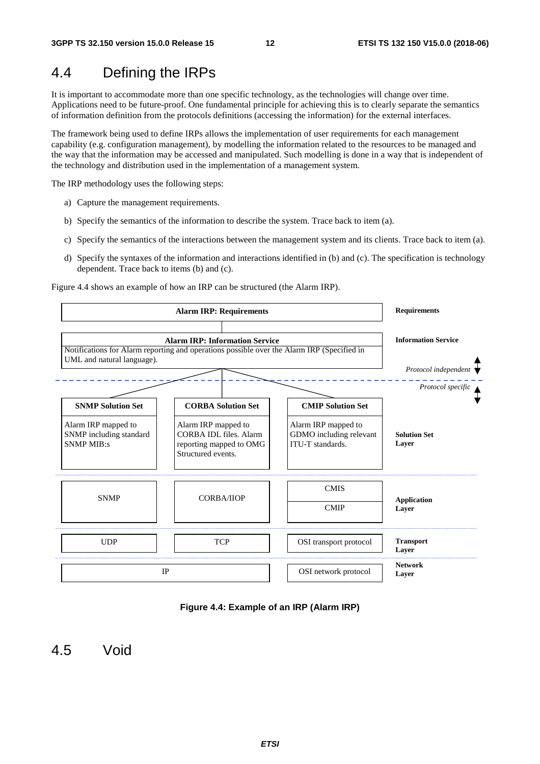## 4.4 Defining the IRPs

It is important to accommodate more than one specific technology, as the technologies will change over time. Applications need to be future-proof. One fundamental principle for achieving this is to clearly separate the semantics of information definition from the protocols definitions (accessing the information) for the external interfaces.

The framework being used to define IRPs allows the implementation of user requirements for each management capability (e.g. configuration management), by modelling the information related to the resources to be managed and the way that the information may be accessed and manipulated. Such modelling is done in a way that is independent of the technology and distribution used in the implementation of a management system.

The IRP methodology uses the following steps:

a) Capture the management requirements.

b) Specify the semantics of the information to describe the system. Trace back to item (a).

c) Specify the semantics of the interactions between the management system and its clients. Trace back to item (a).

d) Specify the syntaxes of the information and interactions identified in (b) and (c). The specification is technology dependent. Trace back to items (b) and (c).

Figure 4.4 shows an example of how an IRP can be structured (the Alarm IRP).

| | | | |
|---|---|---|---|
| **Alarm IRP: Requirements** | | | **Requirements** |
| **Alarm IRP: Information Service** Notifications for Alarm reporting and operations possible over the Alarm IRP (Specified in UML and natural language). | | | **Information Service** *Protocol independent* |
| **SNMP Solution Set** Alarm IRP mapped to SNMP including standard SNMP MIB:s | **CORBA Solution Set** Alarm IRP mapped to CORBA IDL files. Alarm reporting mapped to OMG Structured events. | **CMIP Solution Set** Alarm IRP mapped to GDMO including relevant ITU-T standards. | *Protocol specific* **Solution Set Layer** |
| SNMP | CORBA/IIOP | CMIS / CMIP | **Application Layer** |
| UDP | TCP | OSI transport protocol | **Transport Layer** |
| IP | IP | OSI network protocol | **Network Layer** |

**Figure 4.4: Example of an IRP (Alarm IRP)**

## 4.5 Void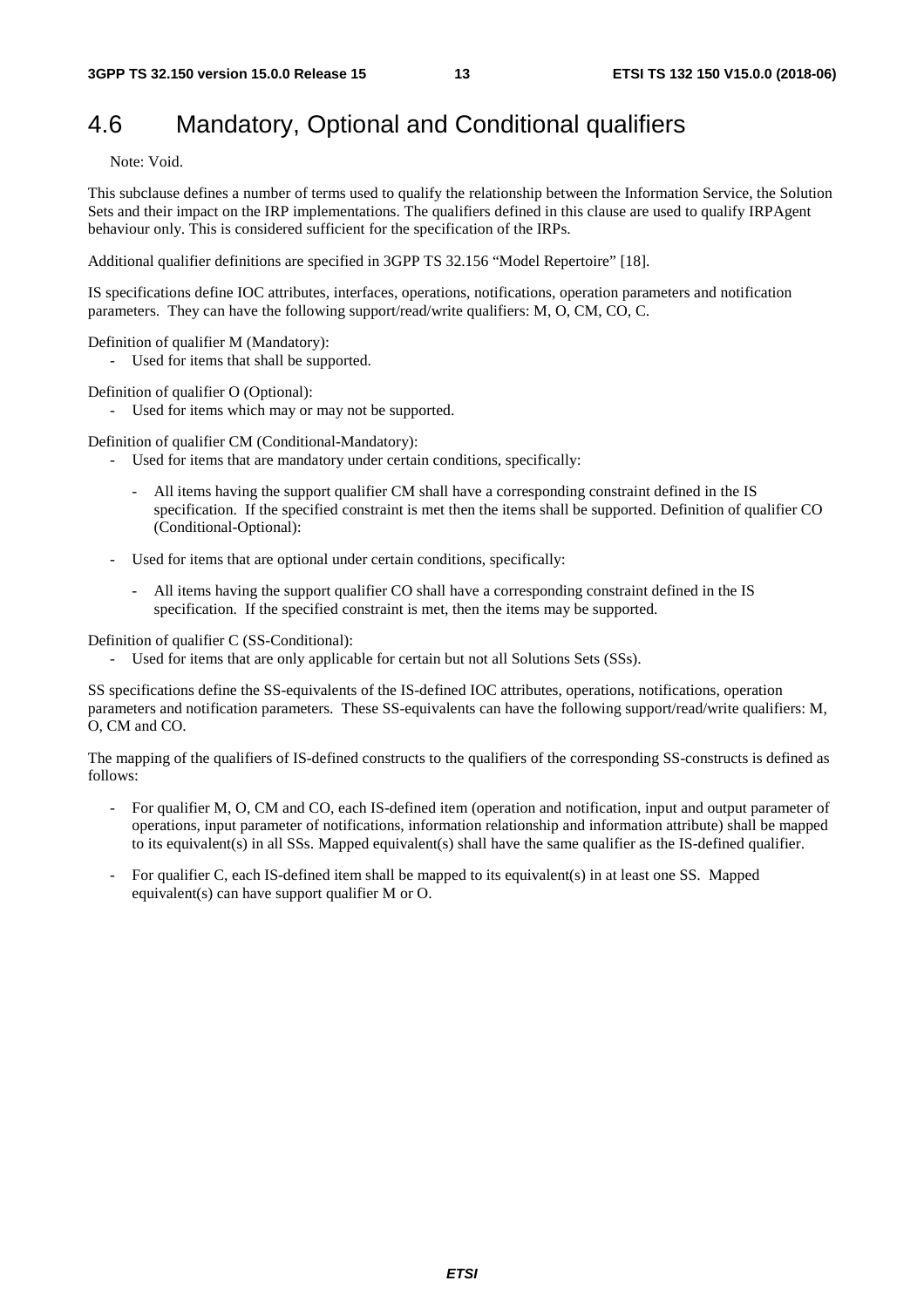## 4.6 Mandatory, Optional and Conditional qualifiers

Note: Void.

This subclause defines a number of terms used to qualify the relationship between the Information Service, the Solution Sets and their impact on the IRP implementations. The qualifiers defined in this clause are used to qualify IRPAgent behaviour only. This is considered sufficient for the specification of the IRPs.

Additional qualifier definitions are specified in 3GPP TS 32.156 "Model Repertoire" [18].

IS specifications define IOC attributes, interfaces, operations, notifications, operation parameters and notification parameters. They can have the following support/read/write qualifiers: M, O, CM, CO, C.

Definition of qualifier M (Mandatory):

- Used for items that shall be supported.

Definition of qualifier O (Optional):

- Used for items which may or may not be supported.

Definition of qualifier CM (Conditional-Mandatory):

- Used for items that are mandatory under certain conditions, specifically:
    - All items having the support qualifier CM shall have a corresponding constraint defined in the IS specification. If the specified constraint is met then the items shall be supported. Definition of qualifier CO (Conditional-Optional):
- Used for items that are optional under certain conditions, specifically:
    - All items having the support qualifier CO shall have a corresponding constraint defined in the IS specification. If the specified constraint is met, then the items may be supported.

Definition of qualifier C (SS-Conditional):

- Used for items that are only applicable for certain but not all Solutions Sets (SSs).

SS specifications define the SS-equivalents of the IS-defined IOC attributes, operations, notifications, operation parameters and notification parameters. These SS-equivalents can have the following support/read/write qualifiers: M, O, CM and CO.

The mapping of the qualifiers of IS-defined constructs to the qualifiers of the corresponding SS-constructs is defined as follows:

- For qualifier M, O, CM and CO, each IS-defined item (operation and notification, input and output parameter of operations, input parameter of notifications, information relationship and information attribute) shall be mapped to its equivalent(s) in all SSs. Mapped equivalent(s) shall have the same qualifier as the IS-defined qualifier.
- For qualifier C, each IS-defined item shall be mapped to its equivalent(s) in at least one SS. Mapped equivalent(s) can have support qualifier M or O.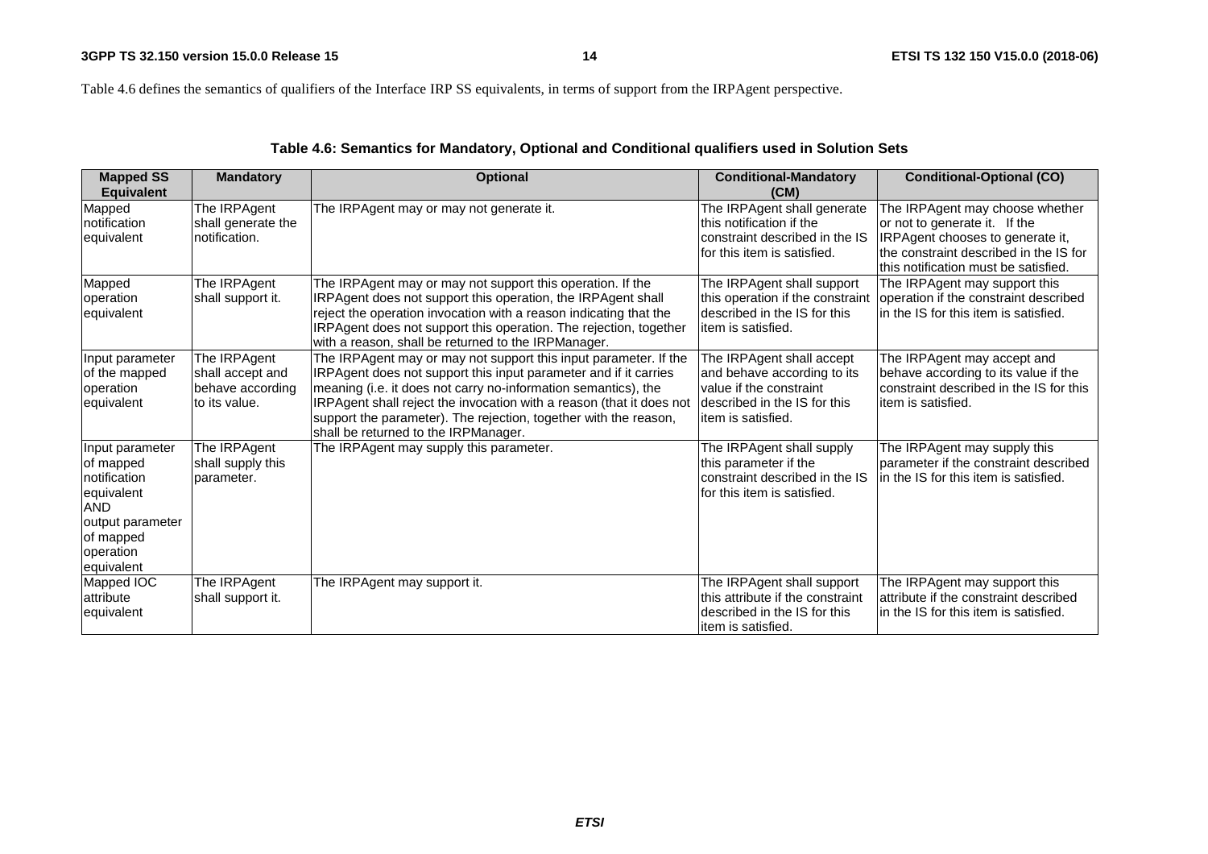Table 4.6 defines the semantics of qualifiers of the Interface IRP SS equivalents, in terms of support from the IRPAgent perspective.

**Table 4.6: Semantics for Mandatory, Optional and Conditional qualifiers used in Solution Sets**

| Mapped SS Equivalent | Mandatory | Optional | Conditional-Mandatory (CM) | Conditional-Optional (CO) |
|---|---|---|---|---|
| Mapped notification equivalent | The IRPAgent shall generate the notification. | The IRPAgent may or may not generate it. | The IRPAgent shall generate this notification if the constraint described in the IS for this item is satisfied. | The IRPAgent may choose whether or not to generate it. If the IRPAgent chooses to generate it, the constraint described in the IS for this notification must be satisfied. |
| Mapped operation equivalent | The IRPAgent shall support it. | The IRPAgent may or may not support this operation. If the IRPAgent does not support this operation, the IRPAgent shall reject the operation invocation with a reason indicating that the IRPAgent does not support this operation. The rejection, together with a reason, shall be returned to the IRPManager. | The IRPAgent shall support this operation if the constraint described in the IS for this item is satisfied. | The IRPAgent may support this operation if the constraint described in the IS for this item is satisfied. |
| Input parameter of the mapped operation equivalent | The IRPAgent shall accept and behave according to its value. | The IRPAgent may or may not support this input parameter. If the IRPAgent does not support this input parameter and if it carries meaning (i.e. it does not carry no-information semantics), the IRPAgent shall reject the invocation with a reason (that it does not support the parameter). The rejection, together with the reason, shall be returned to the IRPManager. | The IRPAgent shall accept and behave according to its value if the constraint described in the IS for this item is satisfied. | The IRPAgent may accept and behave according to its value if the constraint described in the IS for this item is satisfied. |
| Input parameter of mapped notification equivalent AND output parameter of mapped operation equivalent | The IRPAgent shall supply this parameter. | The IRPAgent may supply this parameter. | The IRPAgent shall supply this parameter if the constraint described in the IS for this item is satisfied. | The IRPAgent may supply this parameter if the constraint described in the IS for this item is satisfied. |
| Mapped IOC attribute equivalent | The IRPAgent shall support it. | The IRPAgent may support it. | The IRPAgent shall support this attribute if the constraint described in the IS for this item is satisfied. | The IRPAgent may support this attribute if the constraint described in the IS for this item is satisfied. |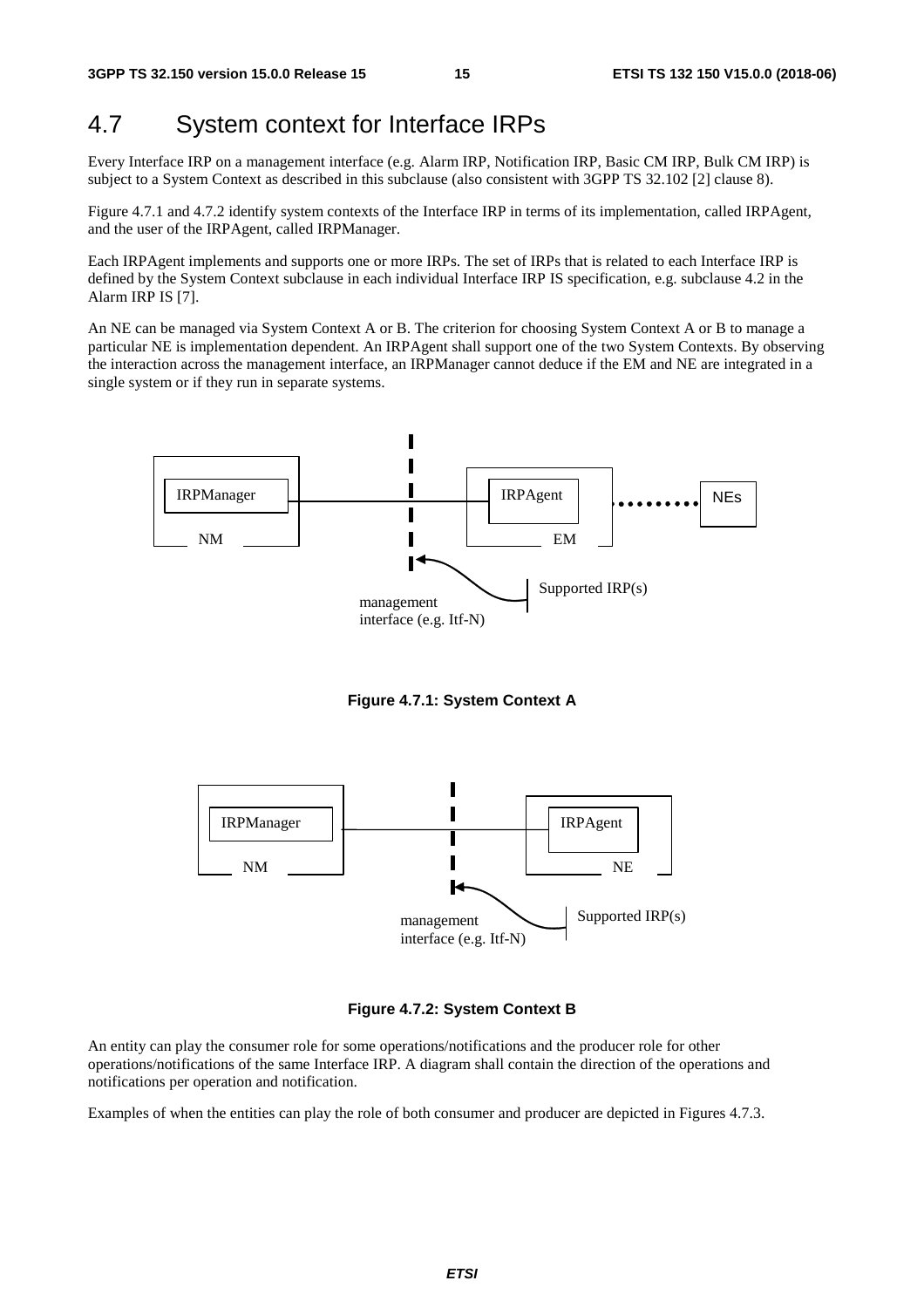## 4.7 System context for Interface IRPs

Every Interface IRP on a management interface (e.g. Alarm IRP, Notification IRP, Basic CM IRP, Bulk CM IRP) is subject to a System Context as described in this subclause (also consistent with 3GPP TS 32.102 [2] clause 8).

Figure 4.7.1 and 4.7.2 identify system contexts of the Interface IRP in terms of its implementation, called IRPAgent, and the user of the IRPAgent, called IRPManager.

Each IRPAgent implements and supports one or more IRPs. The set of IRPs that is related to each Interface IRP is defined by the System Context subclause in each individual Interface IRP IS specification, e.g. subclause 4.2 in the Alarm IRP IS [7].

An NE can be managed via System Context A or B. The criterion for choosing System Context A or B to manage a particular NE is implementation dependent. An IRPAgent shall support one of the two System Contexts. By observing the interaction across the management interface, an IRPManager cannot deduce if the EM and NE are integrated in a single system or if they run in separate systems.

IRPManager
NM
IRPAgent
EM
NEs
Supported IRP(s)
management interface (e.g. Itf-N)

**Figure 4.7.1: System Context A**

IRPManager
NM
IRPAgent
NE
Supported IRP(s)
management interface (e.g. Itf-N)

**Figure 4.7.2: System Context B**

An entity can play the consumer role for some operations/notifications and the producer role for other operations/notifications of the same Interface IRP. A diagram shall contain the direction of the operations and notifications per operation and notification.

Examples of when the entities can play the role of both consumer and producer are depicted in Figures 4.7.3.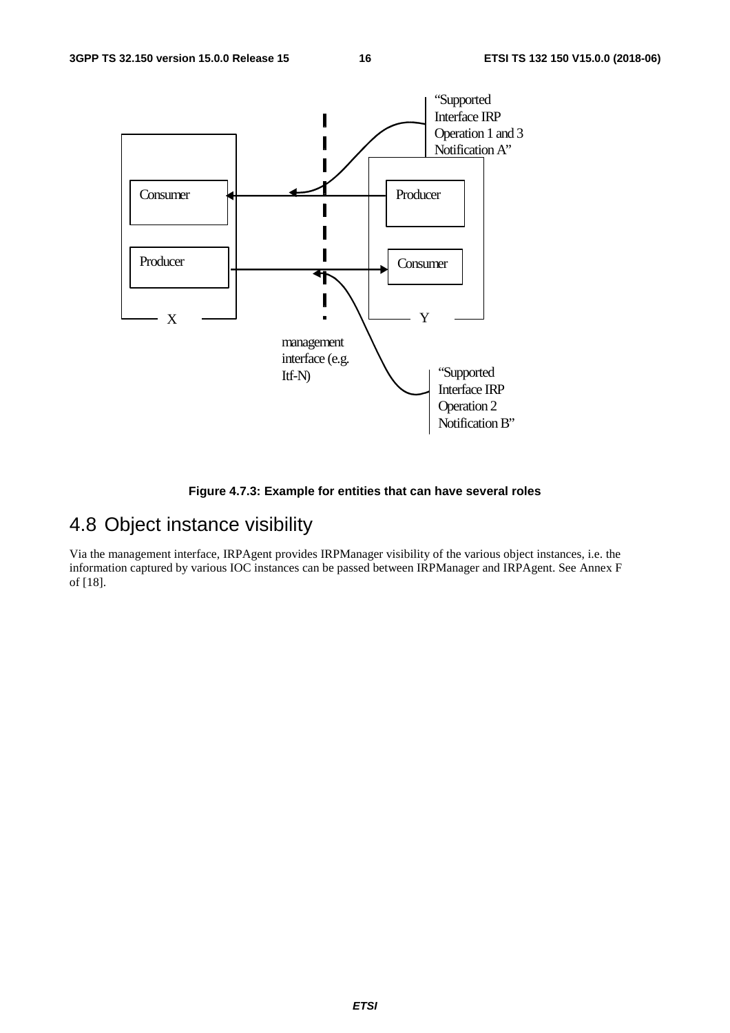"Supported Interface IRP Operation 1 and 3 Notification A"

Consumer

Producer

Producer

Consumer

X

Y

management interface (e.g. Itf-N)

"Supported Interface IRP Operation 2 Notification B"

**Figure 4.7.3: Example for entities that can have several roles**

## 4.8 Object instance visibility

Via the management interface, IRPAgent provides IRPManager visibility of the various object instances, i.e. the information captured by various IOC instances can be passed between IRPManager and IRPAgent. See Annex F of [18].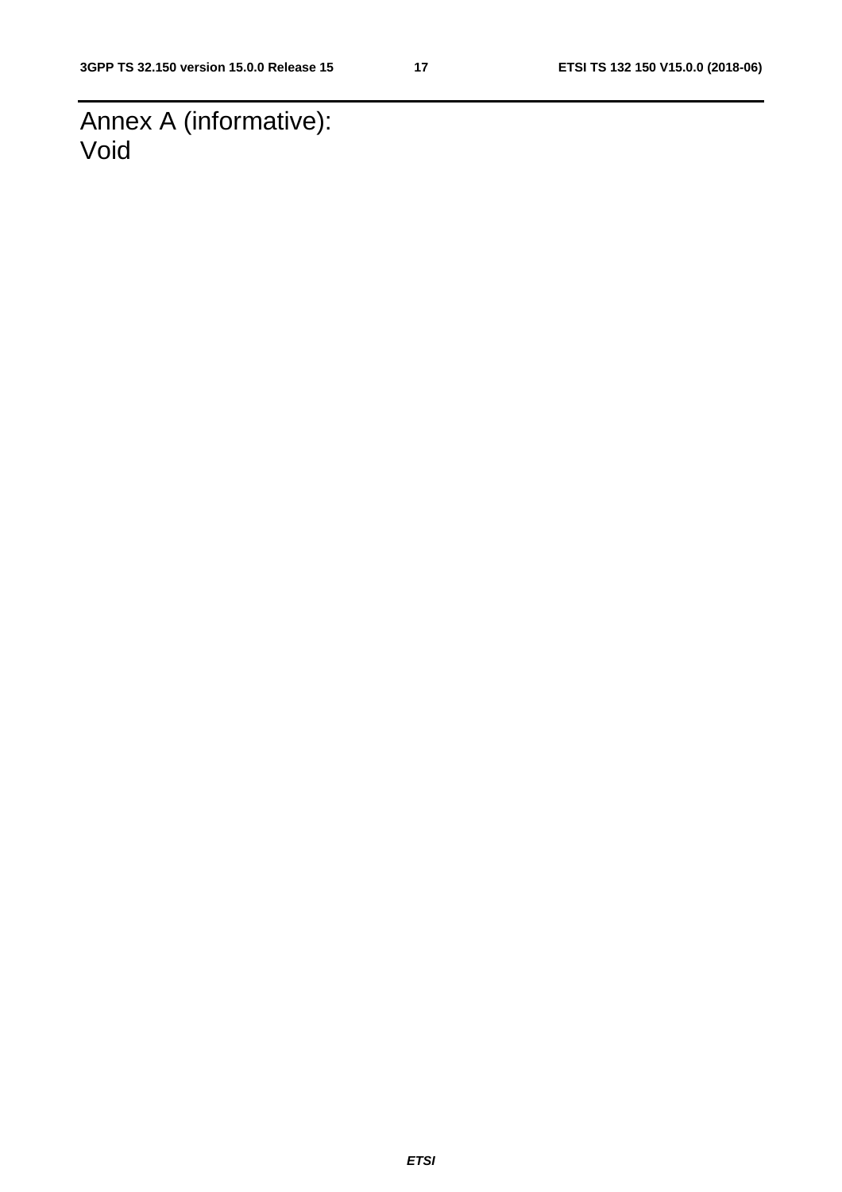# Annex A (informative): Void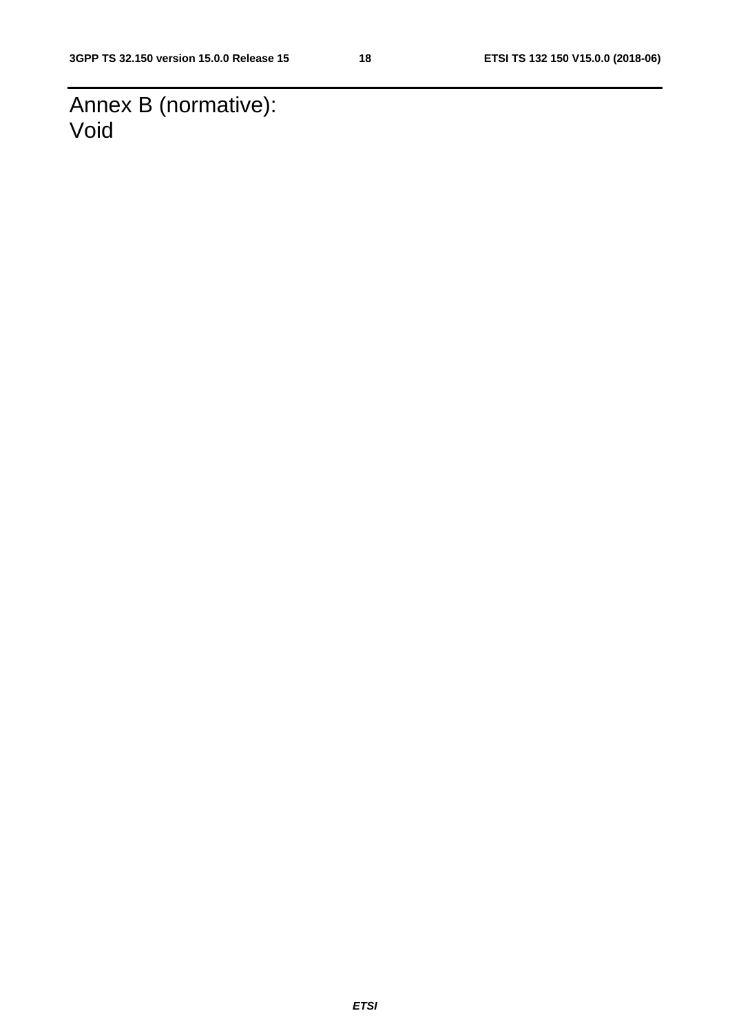# Annex B (normative): Void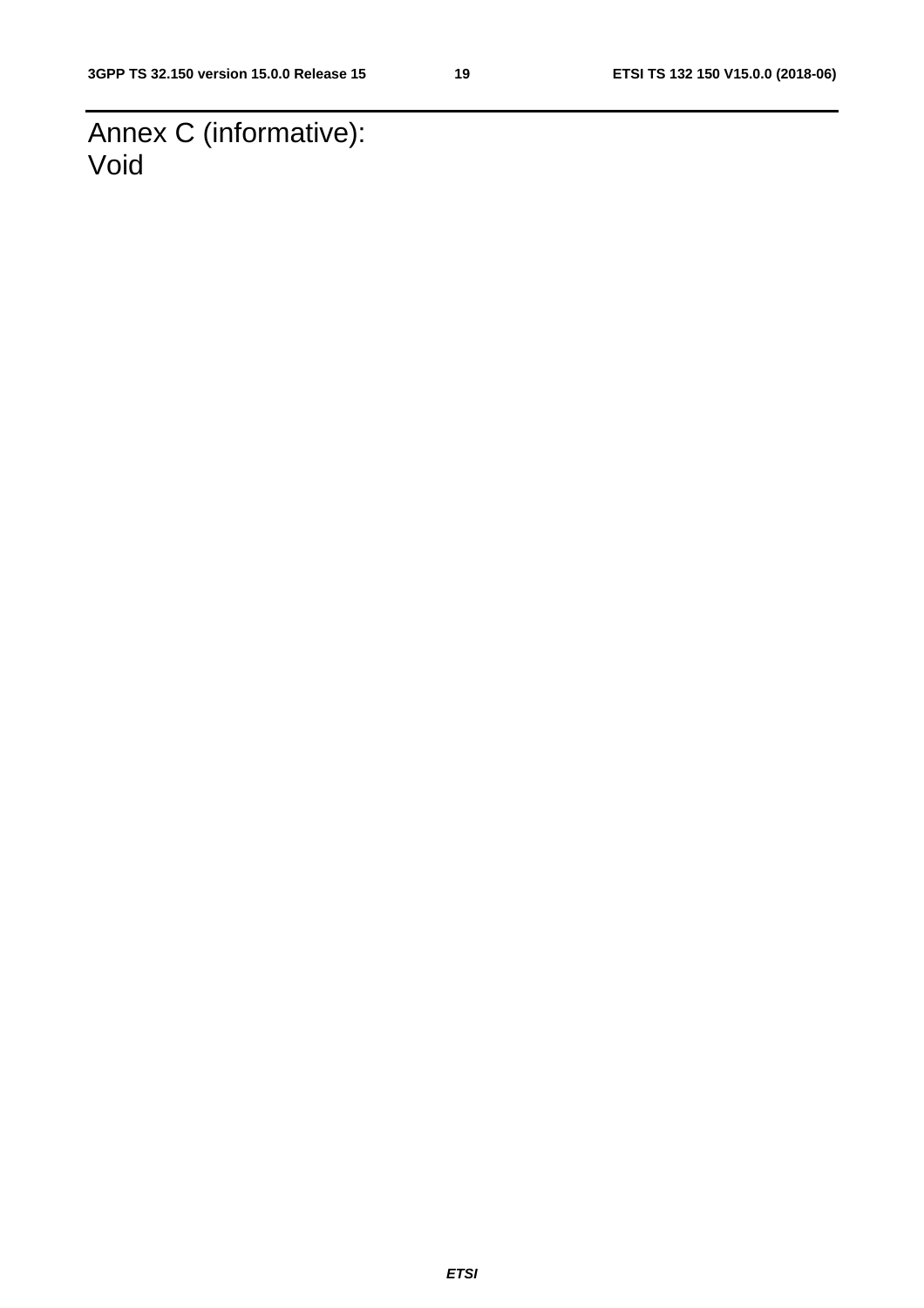# Annex C (informative): Void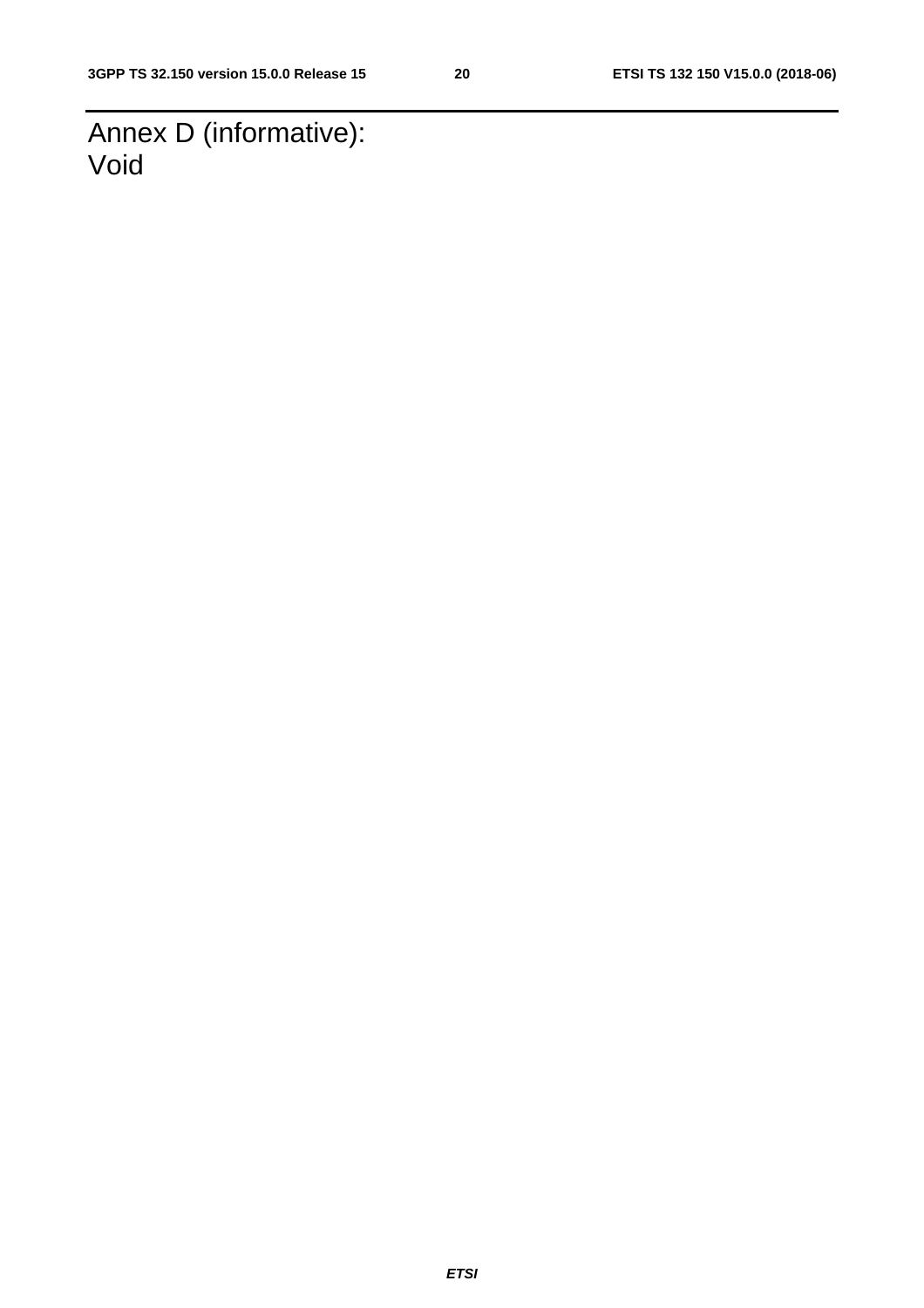# Annex D (informative): Void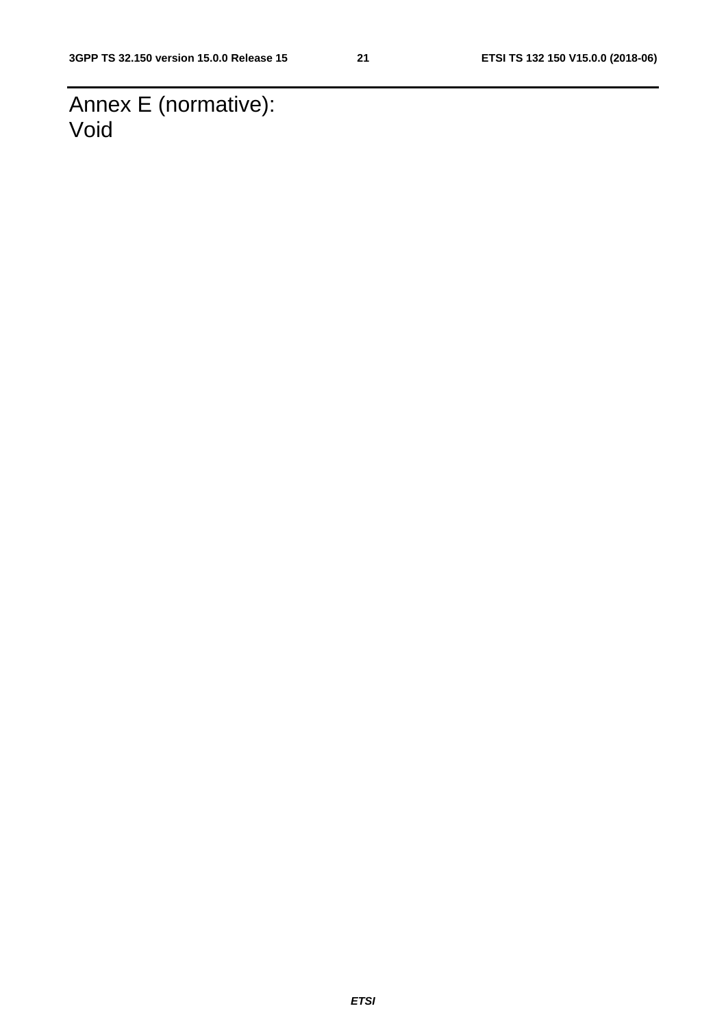# Annex E (normative): Void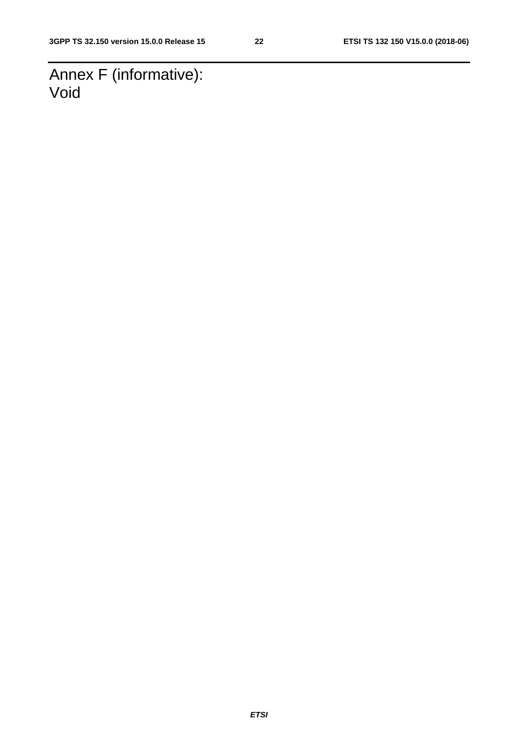# Annex F (informative): Void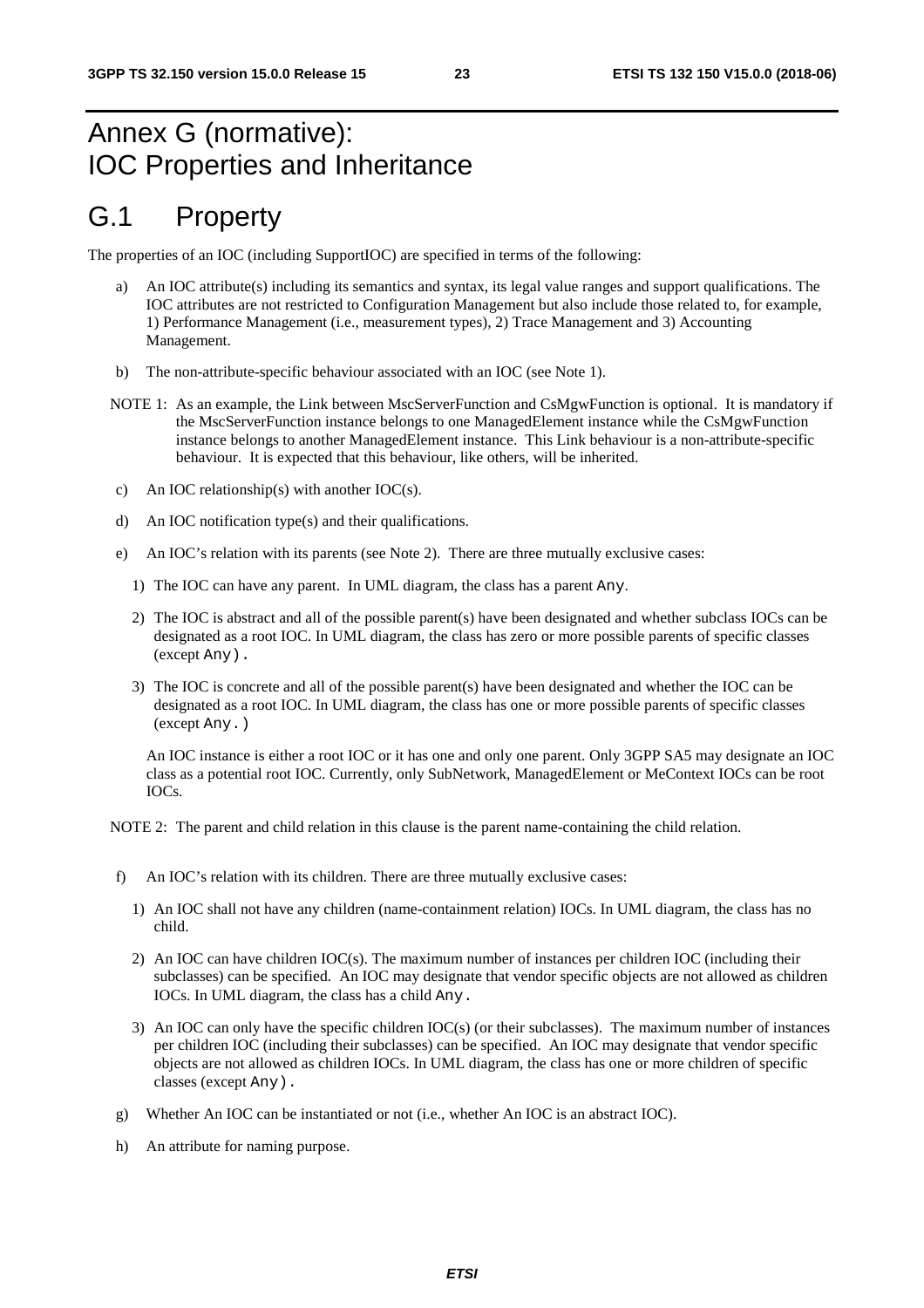# Annex G (normative): IOC Properties and Inheritance

# G.1 Property

The properties of an IOC (including SupportIOC) are specified in terms of the following:

a) An IOC attribute(s) including its semantics and syntax, its legal value ranges and support qualifications. The IOC attributes are not restricted to Configuration Management but also include those related to, for example, 1) Performance Management (i.e., measurement types), 2) Trace Management and 3) Accounting Management.

b) The non-attribute-specific behaviour associated with an IOC (see Note 1).

NOTE 1: As an example, the Link between MscServerFunction and CsMgwFunction is optional. It is mandatory if the MscServerFunction instance belongs to one ManagedElement instance while the CsMgwFunction instance belongs to another ManagedElement instance. This Link behaviour is a non-attribute-specific behaviour. It is expected that this behaviour, like others, will be inherited.

c) An IOC relationship(s) with another IOC(s).

d) An IOC notification type(s) and their qualifications.

e) An IOC's relation with its parents (see Note 2). There are three mutually exclusive cases:

   1) The IOC can have any parent. In UML diagram, the class has a parent `Any`.

   2) The IOC is abstract and all of the possible parent(s) have been designated and whether subclass IOCs can be designated as a root IOC. In UML diagram, the class has zero or more possible parents of specific classes (except `Any`).

   3) The IOC is concrete and all of the possible parent(s) have been designated and whether the IOC can be designated as a root IOC. In UML diagram, the class has one or more possible parents of specific classes (except `Any.`)

   An IOC instance is either a root IOC or it has one and only one parent. Only 3GPP SA5 may designate an IOC class as a potential root IOC. Currently, only SubNetwork, ManagedElement or MeContext IOCs can be root IOCs.

NOTE 2: The parent and child relation in this clause is the parent name-containing the child relation.

f) An IOC's relation with its children. There are three mutually exclusive cases:

   1) An IOC shall not have any children (name-containment relation) IOCs. In UML diagram, the class has no child.

   2) An IOC can have children IOC(s). The maximum number of instances per children IOC (including their subclasses) can be specified. An IOC may designate that vendor specific objects are not allowed as children IOCs. In UML diagram, the class has a child `Any.`

   3) An IOC can only have the specific children IOC(s) (or their subclasses). The maximum number of instances per children IOC (including their subclasses) can be specified. An IOC may designate that vendor specific objects are not allowed as children IOCs. In UML diagram, the class has one or more children of specific classes (except `Any`).

g) Whether An IOC can be instantiated or not (i.e., whether An IOC is an abstract IOC).

h) An attribute for naming purpose.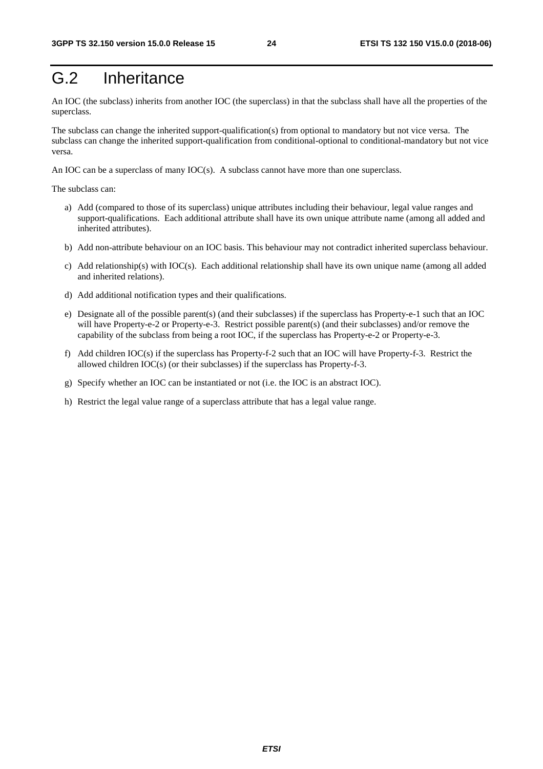# G.2 Inheritance

An IOC (the subclass) inherits from another IOC (the superclass) in that the subclass shall have all the properties of the superclass.

The subclass can change the inherited support-qualification(s) from optional to mandatory but not vice versa. The subclass can change the inherited support-qualification from conditional-optional to conditional-mandatory but not vice versa.

An IOC can be a superclass of many IOC(s). A subclass cannot have more than one superclass.

The subclass can:

a) Add (compared to those of its superclass) unique attributes including their behaviour, legal value ranges and support-qualifications. Each additional attribute shall have its own unique attribute name (among all added and inherited attributes).

b) Add non-attribute behaviour on an IOC basis. This behaviour may not contradict inherited superclass behaviour.

c) Add relationship(s) with IOC(s). Each additional relationship shall have its own unique name (among all added and inherited relations).

d) Add additional notification types and their qualifications.

e) Designate all of the possible parent(s) (and their subclasses) if the superclass has Property-e-1 such that an IOC will have Property-e-2 or Property-e-3. Restrict possible parent(s) (and their subclasses) and/or remove the capability of the subclass from being a root IOC, if the superclass has Property-e-2 or Property-e-3.

f) Add children IOC(s) if the superclass has Property-f-2 such that an IOC will have Property-f-3. Restrict the allowed children IOC(s) (or their subclasses) if the superclass has Property-f-3.

g) Specify whether an IOC can be instantiated or not (i.e. the IOC is an abstract IOC).

h) Restrict the legal value range of a superclass attribute that has a legal value range.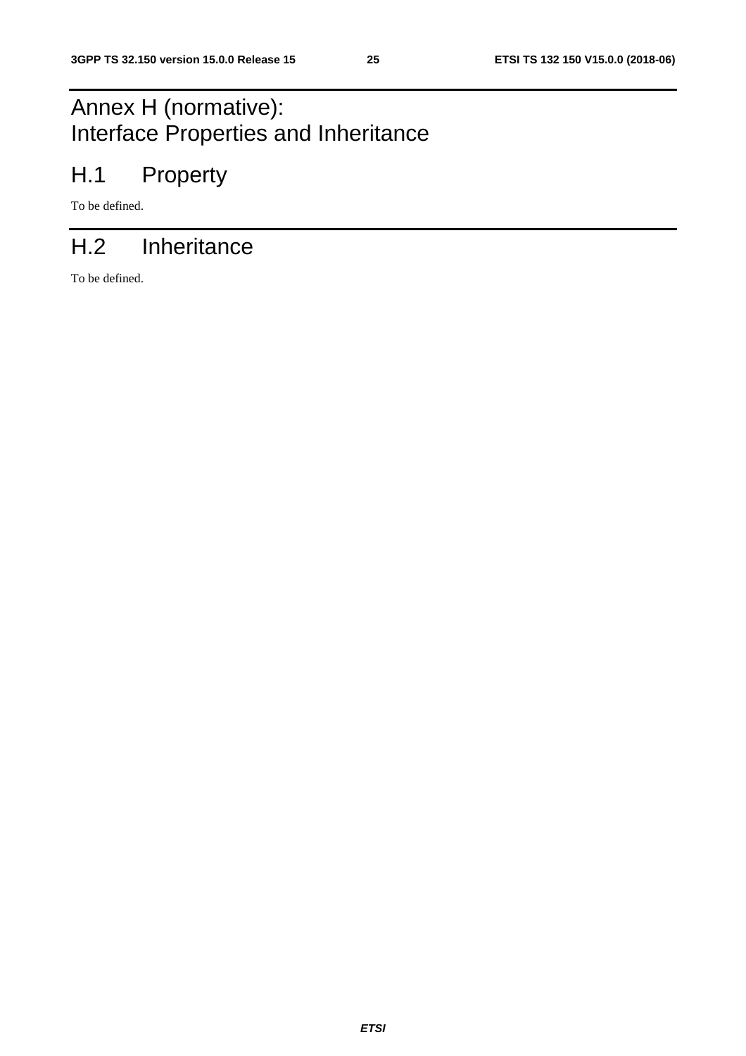# Annex H (normative): Interface Properties and Inheritance

## H.1 Property

To be defined.

## H.2 Inheritance

To be defined.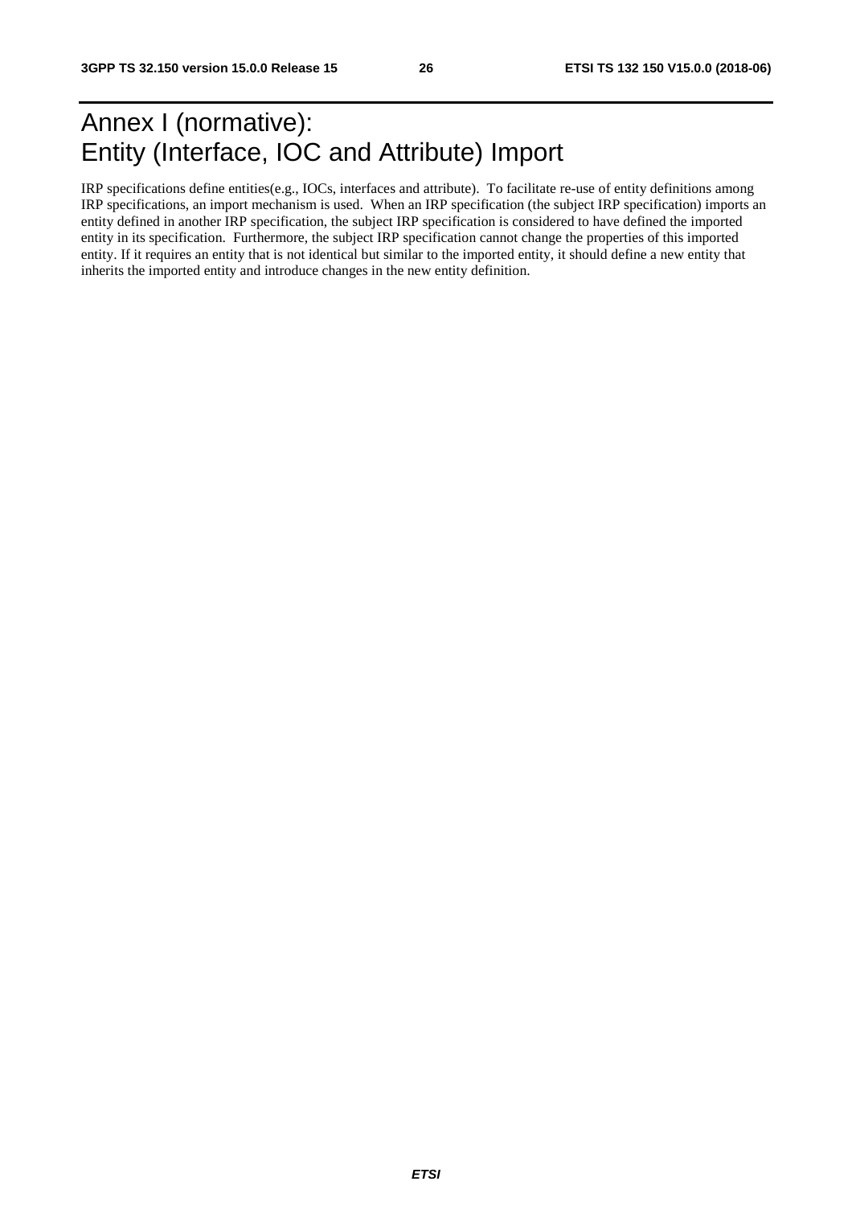# Annex I (normative): Entity (Interface, IOC and Attribute) Import

IRP specifications define entities(e.g., IOCs, interfaces and attribute). To facilitate re-use of entity definitions among IRP specifications, an import mechanism is used. When an IRP specification (the subject IRP specification) imports an entity defined in another IRP specification, the subject IRP specification is considered to have defined the imported entity in its specification. Furthermore, the subject IRP specification cannot change the properties of this imported entity. If it requires an entity that is not identical but similar to the imported entity, it should define a new entity that inherits the imported entity and introduce changes in the new entity definition.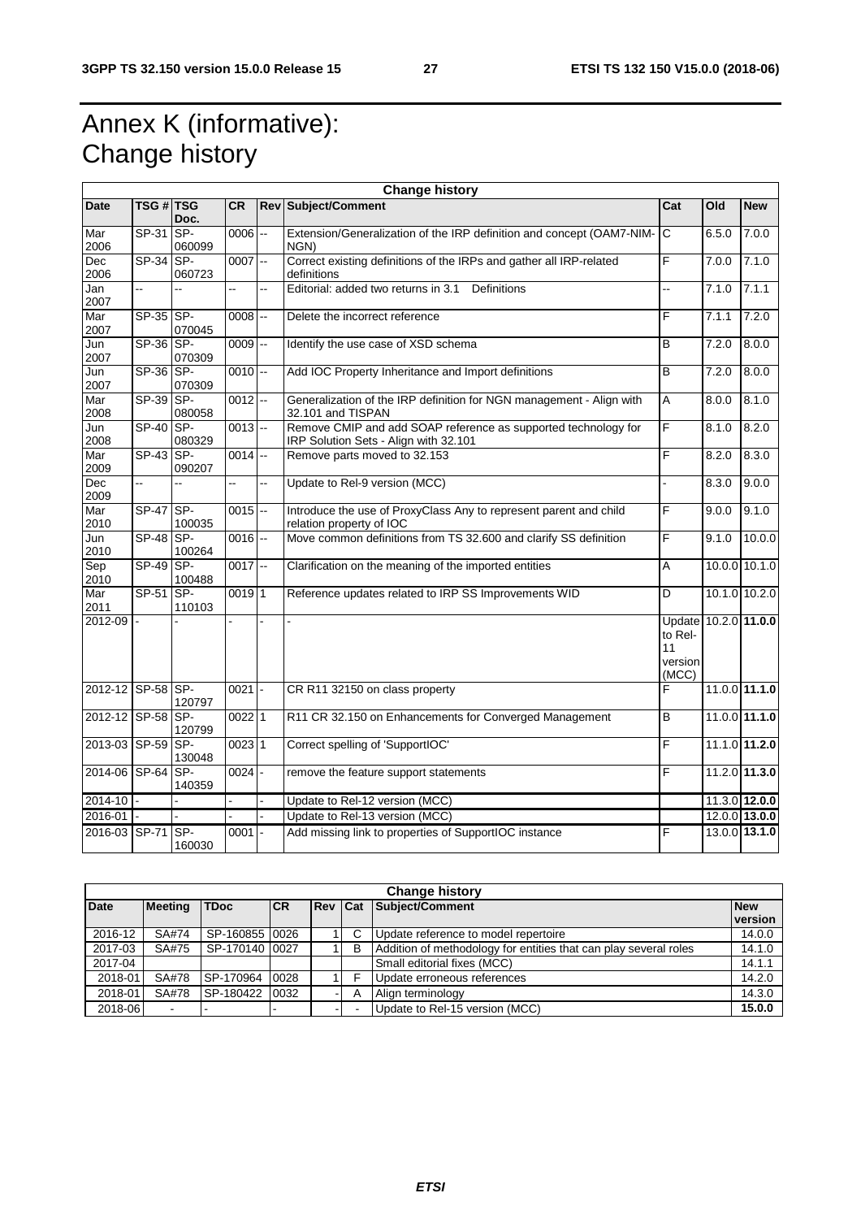# Annex K (informative): Change history

| Change history | | | | | | | | |
|---|---|---|---|---|---|---|---|---|
| **Date** | **TSG #** | **TSG Doc.** | **CR** | **Rev** | **Subject/Comment** | **Cat** | **Old** | **New** |
| Mar 2006 | SP-31 | SP-060099 | 0006 | -- | Extension/Generalization of the IRP definition and concept (OAM7-NIM-NGN) | C | 6.5.0 | 7.0.0 |
| Dec 2006 | SP-34 | SP-060723 | 0007 | -- | Correct existing definitions of the IRPs and gather all IRP-related definitions | F | 7.0.0 | 7.1.0 |
| Jan 2007 | -- | -- | -- | -- | Editorial: added two returns in 3.1 Definitions | -- | 7.1.0 | 7.1.1 |
| Mar 2007 | SP-35 | SP-070045 | 0008 | -- | Delete the incorrect reference | F | 7.1.1 | 7.2.0 |
| Jun 2007 | SP-36 | SP-070309 | 0009 | -- | Identify the use case of XSD schema | B | 7.2.0 | 8.0.0 |
| Jun 2007 | SP-36 | SP-070309 | 0010 | -- | Add IOC Property Inheritance and Import definitions | B | 7.2.0 | 8.0.0 |
| Mar 2008 | SP-39 | SP-080058 | 0012 | -- | Generalization of the IRP definition for NGN management - Align with 32.101 and TISPAN | A | 8.0.0 | 8.1.0 |
| Jun 2008 | SP-40 | SP-080329 | 0013 | -- | Remove CMIP and add SOAP reference as supported technology for IRP Solution Sets - Align with 32.101 | F | 8.1.0 | 8.2.0 |
| Mar 2009 | SP-43 | SP-090207 | 0014 | -- | Remove parts moved to 32.153 | F | 8.2.0 | 8.3.0 |
| Dec 2009 | -- | -- | -- | -- | Update to Rel-9 version (MCC) | - | 8.3.0 | 9.0.0 |
| Mar 2010 | SP-47 | SP-100035 | 0015 | -- | Introduce the use of ProxyClass Any to represent parent and child relation property of IOC | F | 9.0.0 | 9.1.0 |
| Jun 2010 | SP-48 | SP-100264 | 0016 | -- | Move common definitions from TS 32.600 and clarify SS definition | F | 9.1.0 | 10.0.0 |
| Sep 2010 | SP-49 | SP-100488 | 0017 | -- | Clarification on the meaning of the imported entities | A | 10.0.0 | 10.1.0 |
| Mar 2011 | SP-51 | SP-110103 | 0019 | 1 | Reference updates related to IRP SS Improvements WID | D | 10.1.0 | 10.2.0 |
| 2012-09 | - | - | - | - | - | Update to Rel-11 version (MCC) | 10.2.0 | **11.0.0** |
| 2012-12 | SP-58 | SP-120797 | 0021 | - | CR R11 32150 on class property | F | 11.0.0 | **11.1.0** |
| 2012-12 | SP-58 | SP-120799 | 0022 | 1 | R11 CR 32.150 on Enhancements for Converged Management | B | 11.0.0 | **11.1.0** |
| 2013-03 | SP-59 | SP-130048 | 0023 | 1 | Correct spelling of 'SupportIOC' | F | 11.1.0 | **11.2.0** |
| 2014-06 | SP-64 | SP-140359 | 0024 | - | remove the feature support statements | F | 11.2.0 | **11.3.0** |
| 2014-10 | - | - | - | - | Update to Rel-12 version (MCC) | | 11.3.0 | **12.0.0** |
| 2016-01 | - | - | - | - | Update to Rel-13 version (MCC) | | 12.0.0 | **13.0.0** |
| 2016-03 | SP-71 | SP-160030 | 0001 | - | Add missing link to properties of SupportIOC instance | F | 13.0.0 | **13.1.0** |

| Change history | | | | | | | |
|---|---|---|---|---|---|---|---|
| **Date** | **Meeting** | **TDoc** | **CR** | **Rev** | **Cat** | **Subject/Comment** | **New version** |
| 2016-12 | SA#74 | SP-160855 | 0026 | 1 | C | Update reference to model repertoire | 14.0.0 |
| 2017-03 | SA#75 | SP-170140 | 0027 | 1 | B | Addition of methodology for entities that can play several roles | 14.1.0 |
| 2017-04 | | | | | | Small editorial fixes (MCC) | 14.1.1 |
| 2018-01 | SA#78 | SP-170964 | 0028 | 1 | F | Update erroneous references | 14.2.0 |
| 2018-01 | SA#78 | SP-180422 | 0032 | - | A | Align terminology | 14.3.0 |
| 2018-06 | - | - | - | - | - | Update to Rel-15 version (MCC) | **15.0.0** |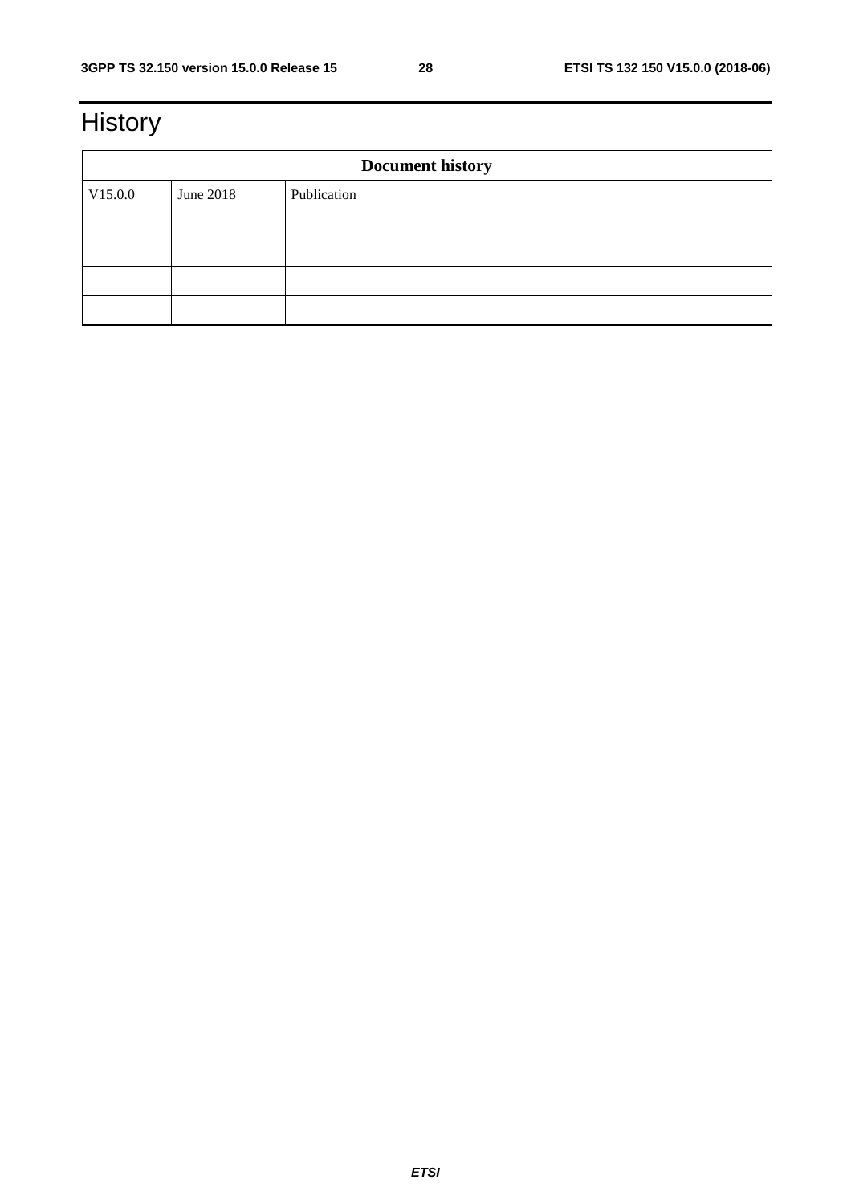# History

| Document history | | |
|---|---|---|
| V15.0.0 | June 2018 | Publication |
| | | |
| | | |
| | | |
| | | |